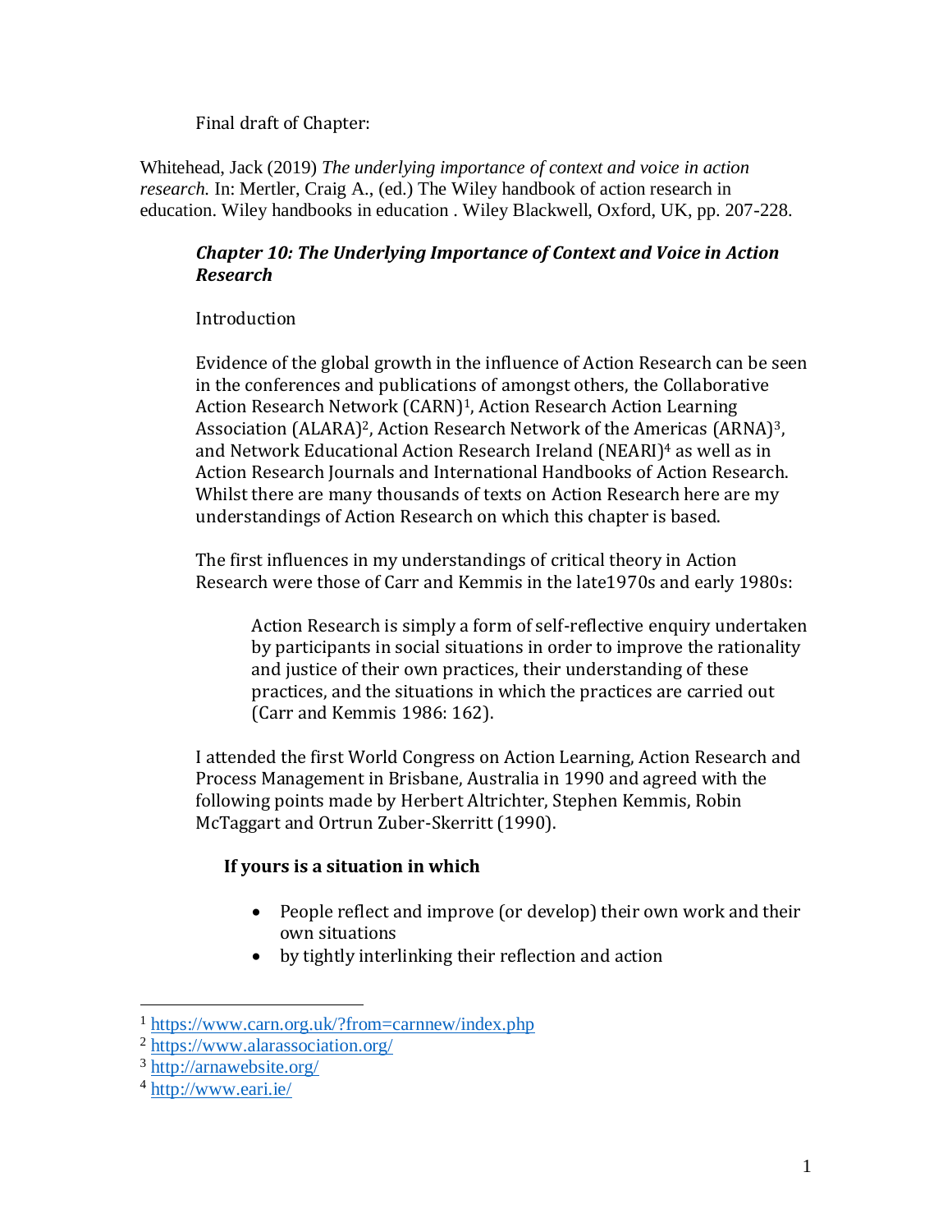Final draft of Chapter:

Whitehead, Jack (2019) *The underlying importance of context and voice in action research.* In: Mertler, Craig A., (ed.) The Wiley handbook of action research in education. Wiley handbooks in education . Wiley Blackwell, Oxford, UK, pp. 207-228.

## *Chapter 10: The Underlying Importance of Context and Voice in Action Research*

Introduction

Evidence of the global growth in the influence of Action Research can be seen in the conferences and publications of amongst others, the Collaborative Action Research Network (CARN)[1], Action Research Action Learning Association (ALARA)[2], Action Research Network of the Americas (ARNA)[3], and Network Educational Action Research Ireland (NEARI)[4] as well as in Action Research Journals and International Handbooks of Action Research. Whilst there are many thousands of texts on Action Research here are my understandings of Action Research on which this chapter is based.

The first influences in my understandings of critical theory in Action Research were those of Carr and Kemmis in the late1970s and early 1980s:

> Action Research is simply a form of self-reflective enquiry undertaken by participants in social situations in order to improve the rationality and justice of their own practices, their understanding of these practices, and the situations in which the practices are carried out (Carr and Kemmis 1986: 162).

I attended the first World Congress on Action Learning, Action Research and Process Management in Brisbane, Australia in 1990 and agreed with the following points made by Herbert Altrichter, Stephen Kemmis, Robin McTaggart and Ortrun Zuber-Skerritt (1990).

**If yours is a situation in which**

- People reflect and improve (or develop) their own work and their own situations
- by tightly interlinking their reflection and action

[1] https://www.carn.org.uk/?from=carnnew/index.php
[2] https://www.alarassociation.org/
[3] http://arnawebsite.org/
[4] http://www.eari.ie/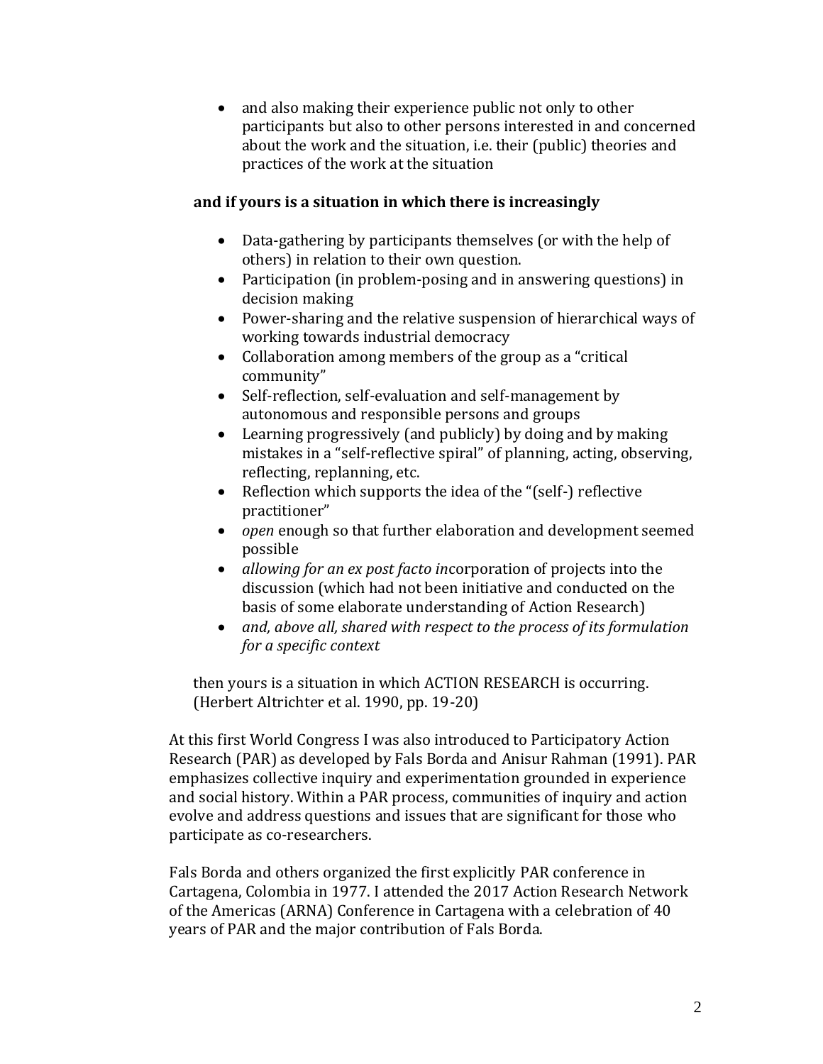- and also making their experience public not only to other participants but also to other persons interested in and concerned about the work and the situation, i.e. their (public) theories and practices of the work at the situation

**and if yours is a situation in which there is increasingly**

- Data-gathering by participants themselves (or with the help of others) in relation to their own question.
- Participation (in problem-posing and in answering questions) in decision making
- Power-sharing and the relative suspension of hierarchical ways of working towards industrial democracy
- Collaboration among members of the group as a "critical community"
- Self-reflection, self-evaluation and self-management by autonomous and responsible persons and groups
- Learning progressively (and publicly) by doing and by making mistakes in a "self-reflective spiral" of planning, acting, observing, reflecting, replanning, etc.
- Reflection which supports the idea of the "(self-) reflective practitioner"
- *open* enough so that further elaboration and development seemed possible
- *allowing for an ex post facto in*corporation of projects into the discussion (which had not been initiative and conducted on the basis of some elaborate understanding of Action Research)
- *and, above all, shared with respect to the process of its formulation for a specific context*

then yours is a situation in which ACTION RESEARCH is occurring. (Herbert Altrichter et al. 1990, pp. 19-20)

At this first World Congress I was also introduced to Participatory Action Research (PAR) as developed by Fals Borda and Anisur Rahman (1991). PAR emphasizes collective inquiry and experimentation grounded in experience and social history. Within a PAR process, communities of inquiry and action evolve and address questions and issues that are significant for those who participate as co-researchers.

Fals Borda and others organized the first explicitly PAR conference in Cartagena, Colombia in 1977. I attended the 2017 Action Research Network of the Americas (ARNA) Conference in Cartagena with a celebration of 40 years of PAR and the major contribution of Fals Borda.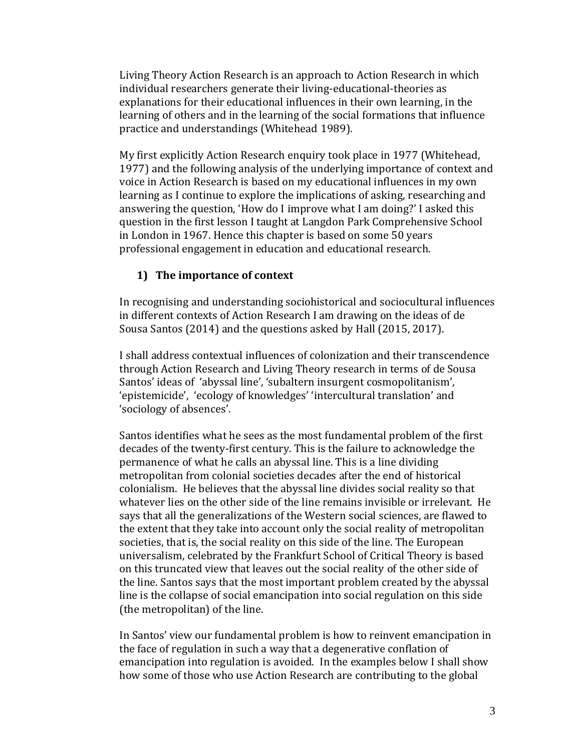Living Theory Action Research is an approach to Action Research in which individual researchers generate their living-educational-theories as explanations for their educational influences in their own learning, in the learning of others and in the learning of the social formations that influence practice and understandings (Whitehead 1989).

My first explicitly Action Research enquiry took place in 1977 (Whitehead, 1977) and the following analysis of the underlying importance of context and voice in Action Research is based on my educational influences in my own learning as I continue to explore the implications of asking, researching and answering the question, 'How do I improve what I am doing?' I asked this question in the first lesson I taught at Langdon Park Comprehensive School in London in 1967. Hence this chapter is based on some 50 years professional engagement in education and educational research.

## 1) The importance of context

In recognising and understanding sociohistorical and sociocultural influences in different contexts of Action Research I am drawing on the ideas of de Sousa Santos (2014) and the questions asked by Hall (2015, 2017).

I shall address contextual influences of colonization and their transcendence through Action Research and Living Theory research in terms of de Sousa Santos' ideas of 'abyssal line', 'subaltern insurgent cosmopolitanism', 'epistemicide', 'ecology of knowledges' 'intercultural translation' and 'sociology of absences'.

Santos identifies what he sees as the most fundamental problem of the first decades of the twenty-first century. This is the failure to acknowledge the permanence of what he calls an abyssal line. This is a line dividing metropolitan from colonial societies decades after the end of historical colonialism. He believes that the abyssal line divides social reality so that whatever lies on the other side of the line remains invisible or irrelevant. He says that all the generalizations of the Western social sciences, are flawed to the extent that they take into account only the social reality of metropolitan societies, that is, the social reality on this side of the line. The European universalism, celebrated by the Frankfurt School of Critical Theory is based on this truncated view that leaves out the social reality of the other side of the line. Santos says that the most important problem created by the abyssal line is the collapse of social emancipation into social regulation on this side (the metropolitan) of the line.

In Santos' view our fundamental problem is how to reinvent emancipation in the face of regulation in such a way that a degenerative conflation of emancipation into regulation is avoided. In the examples below I shall show how some of those who use Action Research are contributing to the global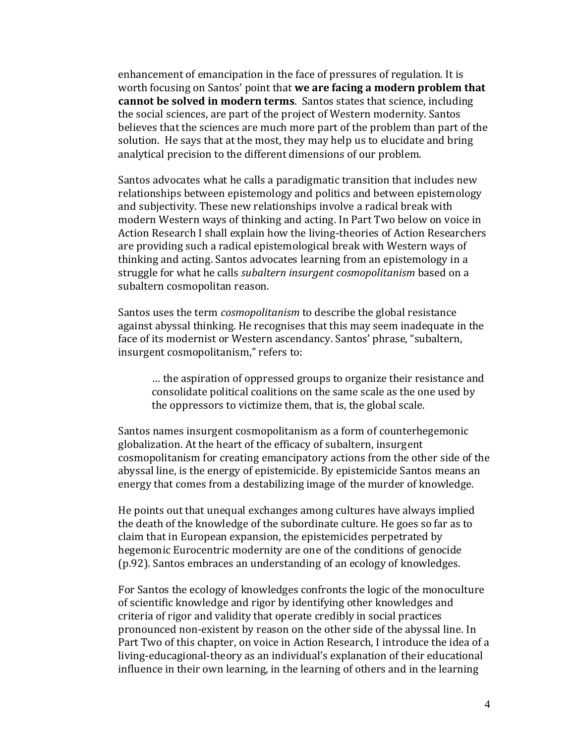enhancement of emancipation in the face of pressures of regulation. It is worth focusing on Santos' point that **we are facing a modern problem that cannot be solved in modern terms**. Santos states that science, including the social sciences, are part of the project of Western modernity. Santos believes that the sciences are much more part of the problem than part of the solution. He says that at the most, they may help us to elucidate and bring analytical precision to the different dimensions of our problem.

Santos advocates what he calls a paradigmatic transition that includes new relationships between epistemology and politics and between epistemology and subjectivity. These new relationships involve a radical break with modern Western ways of thinking and acting. In Part Two below on voice in Action Research I shall explain how the living-theories of Action Researchers are providing such a radical epistemological break with Western ways of thinking and acting. Santos advocates learning from an epistemology in a struggle for what he calls *subaltern insurgent cosmopolitanism* based on a subaltern cosmopolitan reason.

Santos uses the term *cosmopolitanism* to describe the global resistance against abyssal thinking. He recognises that this may seem inadequate in the face of its modernist or Western ascendancy. Santos' phrase, "subaltern, insurgent cosmopolitanism," refers to:

> … the aspiration of oppressed groups to organize their resistance and consolidate political coalitions on the same scale as the one used by the oppressors to victimize them, that is, the global scale.

Santos names insurgent cosmopolitanism as a form of counterhegemonic globalization. At the heart of the efficacy of subaltern, insurgent cosmopolitanism for creating emancipatory actions from the other side of the abyssal line, is the energy of epistemicide. By epistemicide Santos means an energy that comes from a destabilizing image of the murder of knowledge.

He points out that unequal exchanges among cultures have always implied the death of the knowledge of the subordinate culture. He goes so far as to claim that in European expansion, the epistemicides perpetrated by hegemonic Eurocentric modernity are one of the conditions of genocide (p.92). Santos embraces an understanding of an ecology of knowledges.

For Santos the ecology of knowledges confronts the logic of the monoculture of scientific knowledge and rigor by identifying other knowledges and criteria of rigor and validity that operate credibly in social practices pronounced non-existent by reason on the other side of the abyssal line. In Part Two of this chapter, on voice in Action Research, I introduce the idea of a living-educagional-theory as an individual's explanation of their educational influence in their own learning, in the learning of others and in the learning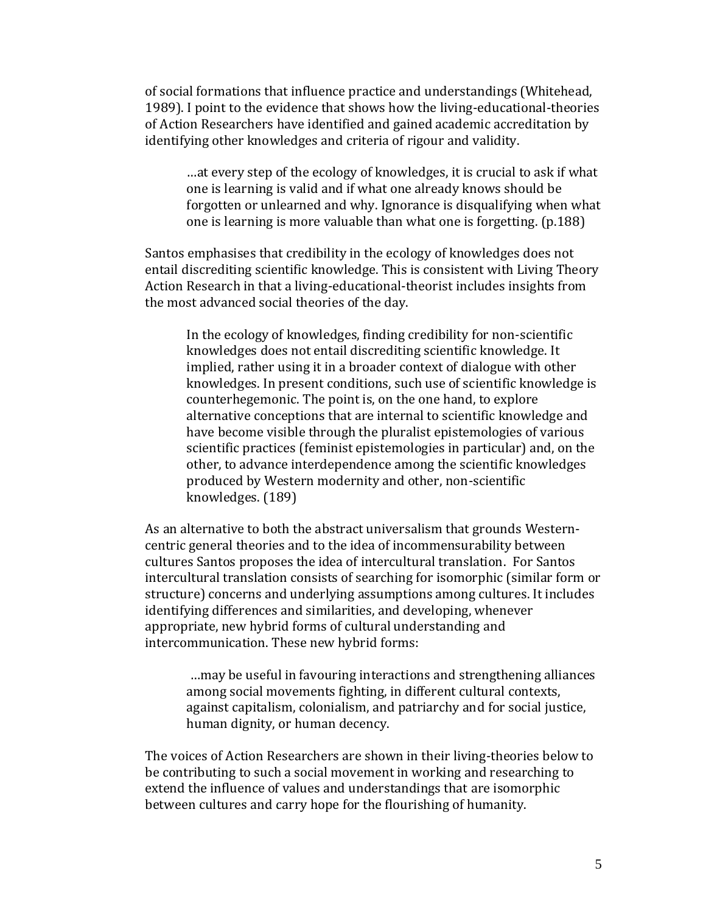of social formations that influence practice and understandings (Whitehead, 1989). I point to the evidence that shows how the living-educational-theories of Action Researchers have identified and gained academic accreditation by identifying other knowledges and criteria of rigour and validity.

> …at every step of the ecology of knowledges, it is crucial to ask if what one is learning is valid and if what one already knows should be forgotten or unlearned and why. Ignorance is disqualifying when what one is learning is more valuable than what one is forgetting. (p.188)

Santos emphasises that credibility in the ecology of knowledges does not entail discrediting scientific knowledge. This is consistent with Living Theory Action Research in that a living-educational-theorist includes insights from the most advanced social theories of the day.

> In the ecology of knowledges, finding credibility for non-scientific knowledges does not entail discrediting scientific knowledge. It implied, rather using it in a broader context of dialogue with other knowledges. In present conditions, such use of scientific knowledge is counterhegemonic. The point is, on the one hand, to explore alternative conceptions that are internal to scientific knowledge and have become visible through the pluralist epistemologies of various scientific practices (feminist epistemologies in particular) and, on the other, to advance interdependence among the scientific knowledges produced by Western modernity and other, non-scientific knowledges. (189)

As an alternative to both the abstract universalism that grounds Western-centric general theories and to the idea of incommensurability between cultures Santos proposes the idea of intercultural translation. For Santos intercultural translation consists of searching for isomorphic (similar form or structure) concerns and underlying assumptions among cultures. It includes identifying differences and similarities, and developing, whenever appropriate, new hybrid forms of cultural understanding and intercommunication. These new hybrid forms:

> …may be useful in favouring interactions and strengthening alliances among social movements fighting, in different cultural contexts, against capitalism, colonialism, and patriarchy and for social justice, human dignity, or human decency.

The voices of Action Researchers are shown in their living-theories below to be contributing to such a social movement in working and researching to extend the influence of values and understandings that are isomorphic between cultures and carry hope for the flourishing of humanity.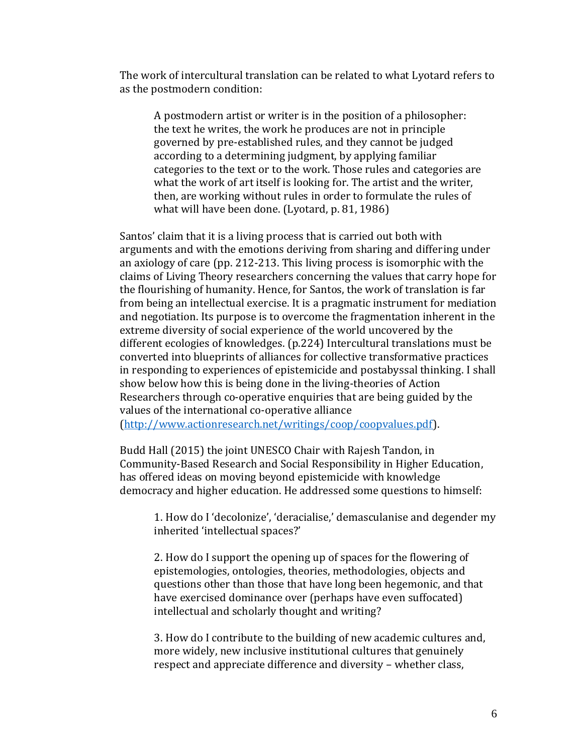The work of intercultural translation can be related to what Lyotard refers to as the postmodern condition:

> A postmodern artist or writer is in the position of a philosopher: the text he writes, the work he produces are not in principle governed by pre-established rules, and they cannot be judged according to a determining judgment, by applying familiar categories to the text or to the work. Those rules and categories are what the work of art itself is looking for. The artist and the writer, then, are working without rules in order to formulate the rules of what will have been done. (Lyotard, p. 81, 1986)

Santos' claim that it is a living process that is carried out both with arguments and with the emotions deriving from sharing and differing under an axiology of care (pp. 212-213. This living process is isomorphic with the claims of Living Theory researchers concerning the values that carry hope for the flourishing of humanity. Hence, for Santos, the work of translation is far from being an intellectual exercise. It is a pragmatic instrument for mediation and negotiation. Its purpose is to overcome the fragmentation inherent in the extreme diversity of social experience of the world uncovered by the different ecologies of knowledges. (p.224) Intercultural translations must be converted into blueprints of alliances for collective transformative practices in responding to experiences of epistemicide and postabyssal thinking. I shall show below how this is being done in the living-theories of Action Researchers through co-operative enquiries that are being guided by the values of the international co-operative alliance ([http://www.actionresearch.net/writings/coop/coopvalues.pdf](http://www.actionresearch.net/writings/coop/coopvalues.pdf)).

Budd Hall (2015) the joint UNESCO Chair with Rajesh Tandon, in Community-Based Research and Social Responsibility in Higher Education, has offered ideas on moving beyond epistemicide with knowledge democracy and higher education. He addressed some questions to himself:

> 1. How do I 'decolonize', 'deracialise,' demasculanise and degender my inherited 'intellectual spaces?'
>
> 2. How do I support the opening up of spaces for the flowering of epistemologies, ontologies, theories, methodologies, objects and questions other than those that have long been hegemonic, and that have exercised dominance over (perhaps have even suffocated) intellectual and scholarly thought and writing?
>
> 3. How do I contribute to the building of new academic cultures and, more widely, new inclusive institutional cultures that genuinely respect and appreciate difference and diversity – whether class,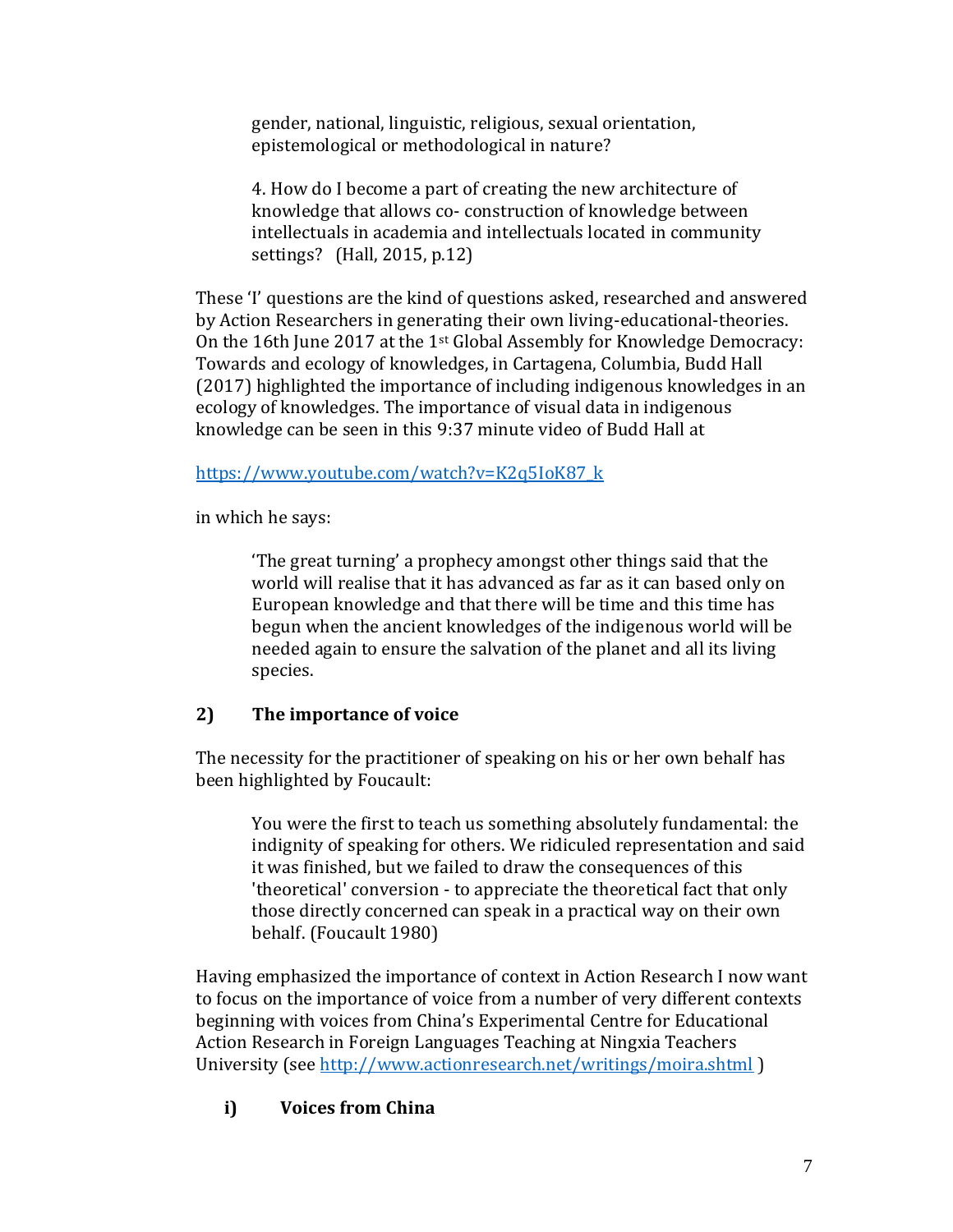> gender, national, linguistic, religious, sexual orientation, epistemological or methodological in nature?
>
> 4. How do I become a part of creating the new architecture of knowledge that allows co- construction of knowledge between intellectuals in academia and intellectuals located in community settings? (Hall, 2015, p.12)

These 'I' questions are the kind of questions asked, researched and answered by Action Researchers in generating their own living-educational-theories. On the 16th June 2017 at the 1st Global Assembly for Knowledge Democracy: Towards and ecology of knowledges, in Cartagena, Columbia, Budd Hall (2017) highlighted the importance of including indigenous knowledges in an ecology of knowledges. The importance of visual data in indigenous knowledge can be seen in this 9:37 minute video of Budd Hall at

https://www.youtube.com/watch?v=K2q5IoK87_k

in which he says:

> 'The great turning' a prophecy amongst other things said that the world will realise that it has advanced as far as it can based only on European knowledge and that there will be time and this time has begun when the ancient knowledges of the indigenous world will be needed again to ensure the salvation of the planet and all its living species.

## 2) The importance of voice

The necessity for the practitioner of speaking on his or her own behalf has been highlighted by Foucault:

> You were the first to teach us something absolutely fundamental: the indignity of speaking for others. We ridiculed representation and said it was finished, but we failed to draw the consequences of this 'theoretical' conversion - to appreciate the theoretical fact that only those directly concerned can speak in a practical way on their own behalf. (Foucault 1980)

Having emphasized the importance of context in Action Research I now want to focus on the importance of voice from a number of very different contexts beginning with voices from China's Experimental Centre for Educational Action Research in Foreign Languages Teaching at Ningxia Teachers University (see http://www.actionresearch.net/writings/moira.shtml )

### i) Voices from China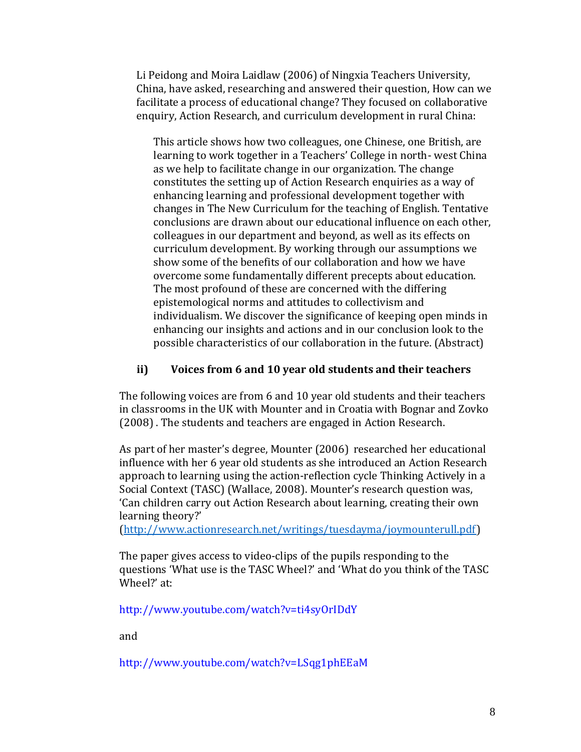Li Peidong and Moira Laidlaw (2006) of Ningxia Teachers University, China, have asked, researching and answered their question, How can we facilitate a process of educational change? They focused on collaborative enquiry, Action Research, and curriculum development in rural China:

> This article shows how two colleagues, one Chinese, one British, are learning to work together in a Teachers' College in north- west China as we help to facilitate change in our organization. The change constitutes the setting up of Action Research enquiries as a way of enhancing learning and professional development together with changes in The New Curriculum for the teaching of English. Tentative conclusions are drawn about our educational influence on each other, colleagues in our department and beyond, as well as its effects on curriculum development. By working through our assumptions we show some of the benefits of our collaboration and how we have overcome some fundamentally different precepts about education. The most profound of these are concerned with the differing epistemological norms and attitudes to collectivism and individualism. We discover the significance of keeping open minds in enhancing our insights and actions and in our conclusion look to the possible characteristics of our collaboration in the future. (Abstract)

### ii) Voices from 6 and 10 year old students and their teachers

The following voices are from 6 and 10 year old students and their teachers in classrooms in the UK with Mounter and in Croatia with Bognar and Zovko (2008) . The students and teachers are engaged in Action Research.

As part of her master's degree, Mounter (2006) researched her educational influence with her 6 year old students as she introduced an Action Research approach to learning using the action-reflection cycle Thinking Actively in a Social Context (TASC) (Wallace, 2008). Mounter's research question was, 'Can children carry out Action Research about learning, creating their own learning theory?' (http://www.actionresearch.net/writings/tuesdayma/joymounterull.pdf)

The paper gives access to video-clips of the pupils responding to the questions 'What use is the TASC Wheel?' and 'What do you think of the TASC Wheel?' at:

http://www.youtube.com/watch?v=ti4syOrIDdY

and

http://www.youtube.com/watch?v=LSqg1phEEaM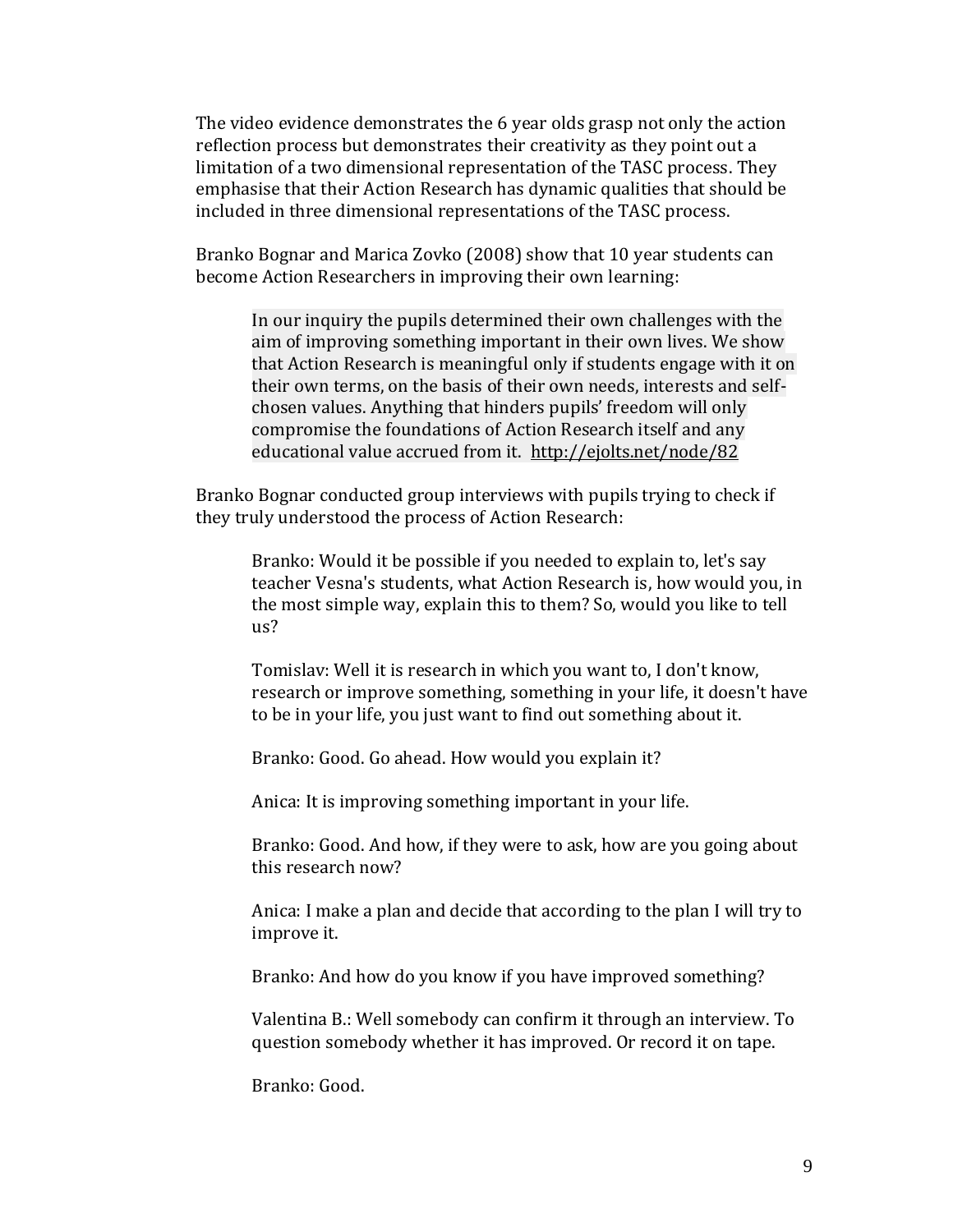The video evidence demonstrates the 6 year olds grasp not only the action reflection process but demonstrates their creativity as they point out a limitation of a two dimensional representation of the TASC process. They emphasise that their Action Research has dynamic qualities that should be included in three dimensional representations of the TASC process.

Branko Bognar and Marica Zovko (2008) show that 10 year students can become Action Researchers in improving their own learning:

> In our inquiry the pupils determined their own challenges with the aim of improving something important in their own lives. We show that Action Research is meaningful only if students engage with it on their own terms, on the basis of their own needs, interests and self-chosen values. Anything that hinders pupils' freedom will only compromise the foundations of Action Research itself and any educational value accrued from it. http://ejolts.net/node/82

Branko Bognar conducted group interviews with pupils trying to check if they truly understood the process of Action Research:

> Branko: Would it be possible if you needed to explain to, let's say teacher Vesna's students, what Action Research is, how would you, in the most simple way, explain this to them? So, would you like to tell us?
>
> Tomislav: Well it is research in which you want to, I don't know, research or improve something, something in your life, it doesn't have to be in your life, you just want to find out something about it.
>
> Branko: Good. Go ahead. How would you explain it?
>
> Anica: It is improving something important in your life.
>
> Branko: Good. And how, if they were to ask, how are you going about this research now?
>
> Anica: I make a plan and decide that according to the plan I will try to improve it.
>
> Branko: And how do you know if you have improved something?
>
> Valentina B.: Well somebody can confirm it through an interview. To question somebody whether it has improved. Or record it on tape.
>
> Branko: Good.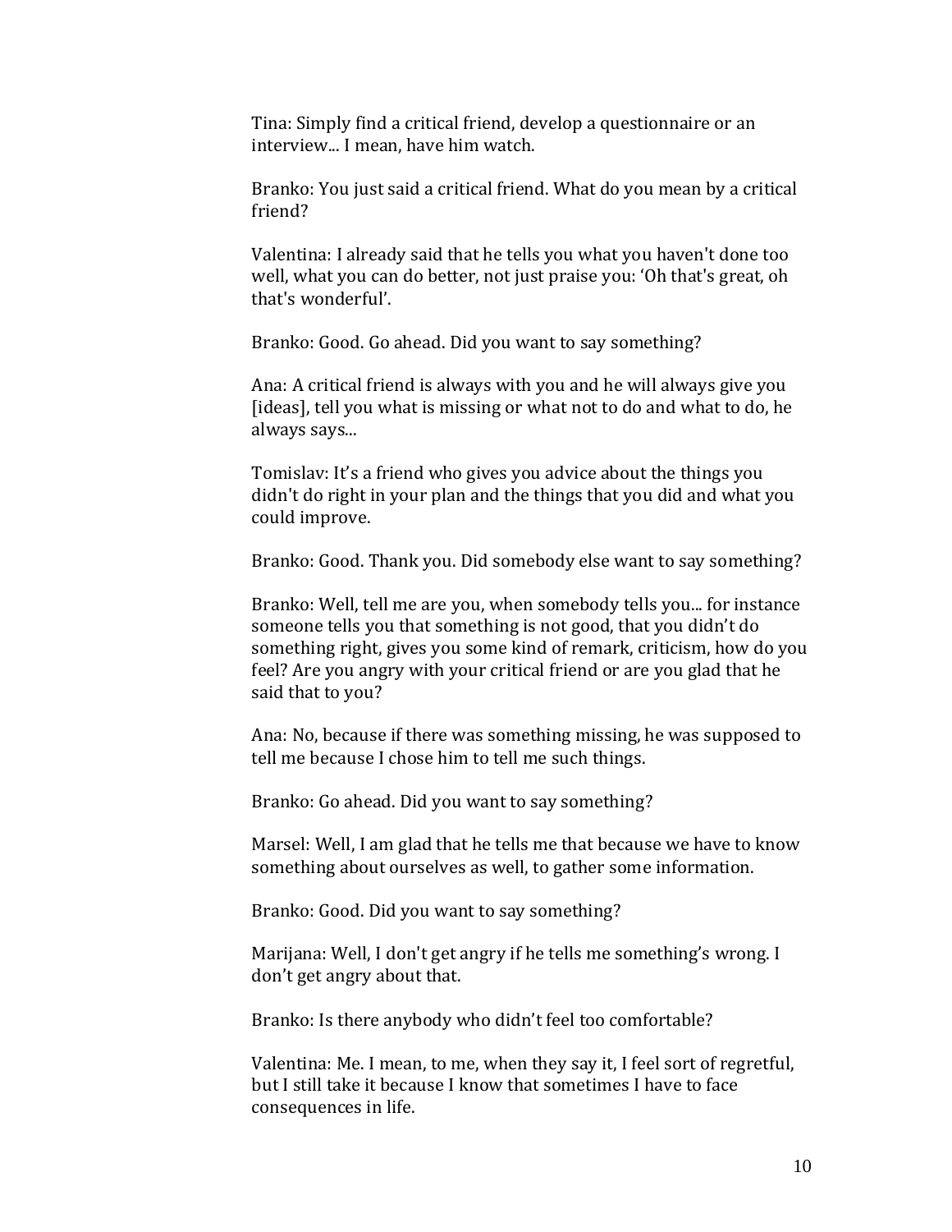Tina: Simply find a critical friend, develop a questionnaire or an interview... I mean, have him watch.

Branko: You just said a critical friend. What do you mean by a critical friend?

Valentina: I already said that he tells you what you haven't done too well, what you can do better, not just praise you: 'Oh that's great, oh that's wonderful'.

Branko: Good. Go ahead. Did you want to say something?

Ana: A critical friend is always with you and he will always give you [ideas], tell you what is missing or what not to do and what to do, he always says...

Tomislav: It's a friend who gives you advice about the things you didn't do right in your plan and the things that you did and what you could improve.

Branko: Good. Thank you. Did somebody else want to say something?

Branko: Well, tell me are you, when somebody tells you... for instance someone tells you that something is not good, that you didn't do something right, gives you some kind of remark, criticism, how do you feel? Are you angry with your critical friend or are you glad that he said that to you?

Ana: No, because if there was something missing, he was supposed to tell me because I chose him to tell me such things.

Branko: Go ahead. Did you want to say something?

Marsel: Well, I am glad that he tells me that because we have to know something about ourselves as well, to gather some information.

Branko: Good. Did you want to say something?

Marijana: Well, I don't get angry if he tells me something's wrong. I don't get angry about that.

Branko: Is there anybody who didn't feel too comfortable?

Valentina: Me. I mean, to me, when they say it, I feel sort of regretful, but I still take it because I know that sometimes I have to face consequences in life.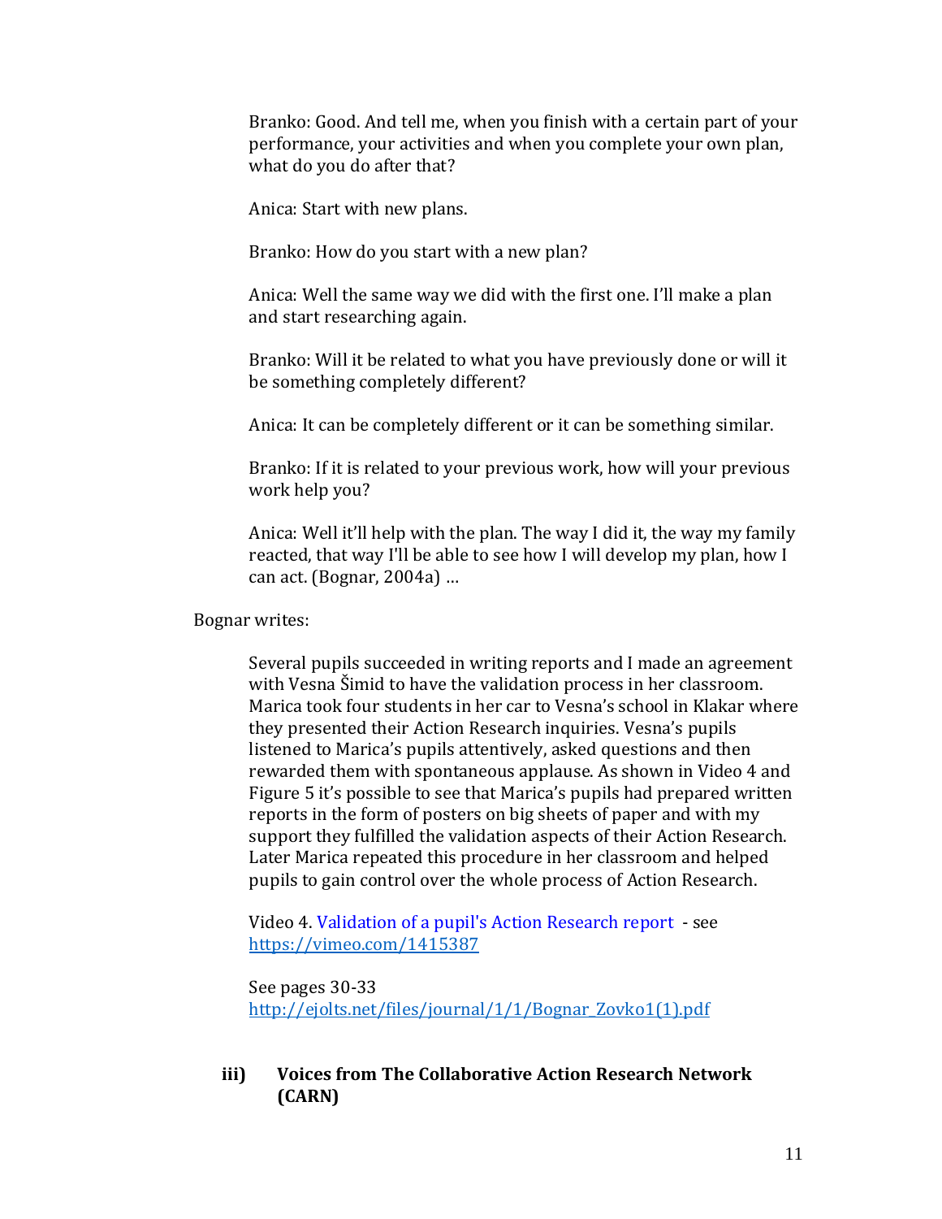> Branko: Good. And tell me, when you finish with a certain part of your performance, your activities and when you complete your own plan, what do you do after that?
>
> Anica: Start with new plans.
>
> Branko: How do you start with a new plan?
>
> Anica: Well the same way we did with the first one. I'll make a plan and start researching again.
>
> Branko: Will it be related to what you have previously done or will it be something completely different?
>
> Anica: It can be completely different or it can be something similar.
>
> Branko: If it is related to your previous work, how will your previous work help you?
>
> Anica: Well it'll help with the plan. The way I did it, the way my family reacted, that way I'll be able to see how I will develop my plan, how I can act. (Bognar, 2004a) …

Bognar writes:

> Several pupils succeeded in writing reports and I made an agreement with Vesna Šimid to have the validation process in her classroom. Marica took four students in her car to Vesna's school in Klakar where they presented their Action Research inquiries. Vesna's pupils listened to Marica's pupils attentively, asked questions and then rewarded them with spontaneous applause. As shown in Video 4 and Figure 5 it's possible to see that Marica's pupils had prepared written reports in the form of posters on big sheets of paper and with my support they fulfilled the validation aspects of their Action Research. Later Marica repeated this procedure in her classroom and helped pupils to gain control over the whole process of Action Research.
>
> Video 4. Validation of a pupil's Action Research report - see https://vimeo.com/1415387
>
> See pages 30-33
> http://ejolts.net/files/journal/1/1/Bognar_Zovko1(1).pdf

### iii) Voices from The Collaborative Action Research Network (CARN)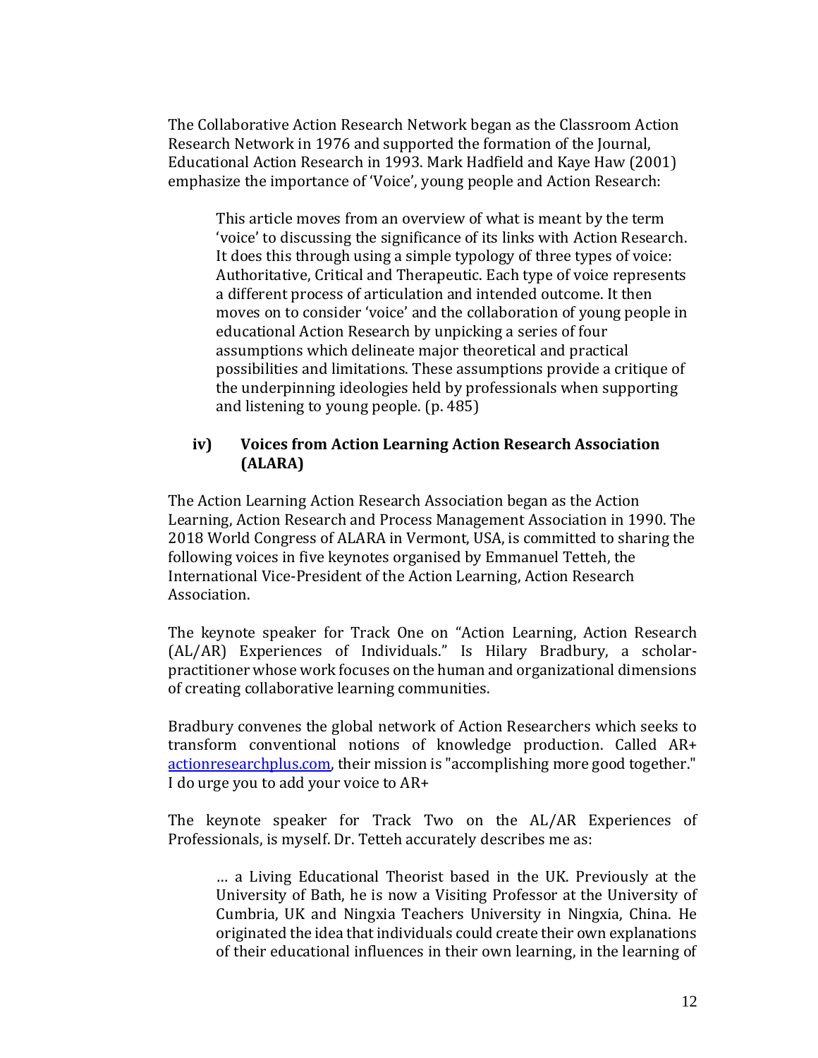The Collaborative Action Research Network began as the Classroom Action Research Network in 1976 and supported the formation of the Journal, Educational Action Research in 1993. Mark Hadfield and Kaye Haw (2001) emphasize the importance of 'Voice', young people and Action Research:

> This article moves from an overview of what is meant by the term 'voice' to discussing the significance of its links with Action Research. It does this through using a simple typology of three types of voice: Authoritative, Critical and Therapeutic. Each type of voice represents a different process of articulation and intended outcome. It then moves on to consider 'voice' and the collaboration of young people in educational Action Research by unpicking a series of four assumptions which delineate major theoretical and practical possibilities and limitations. These assumptions provide a critique of the underpinning ideologies held by professionals when supporting and listening to young people. (p. 485)

### iv) Voices from Action Learning Action Research Association (ALARA)

The Action Learning Action Research Association began as the Action Learning, Action Research and Process Management Association in 1990. The 2018 World Congress of ALARA in Vermont, USA, is committed to sharing the following voices in five keynotes organised by Emmanuel Tetteh, the International Vice-President of the Action Learning, Action Research Association.

The keynote speaker for Track One on "Action Learning, Action Research (AL/AR) Experiences of Individuals." Is Hilary Bradbury, a scholar-practitioner whose work focuses on the human and organizational dimensions of creating collaborative learning communities.

Bradbury convenes the global network of Action Researchers which seeks to transform conventional notions of knowledge production. Called AR+ [actionresearchplus.com](actionresearchplus.com), their mission is "accomplishing more good together." I do urge you to add your voice to AR+

The keynote speaker for Track Two on the AL/AR Experiences of Professionals, is myself. Dr. Tetteh accurately describes me as:

> … a Living Educational Theorist based in the UK. Previously at the University of Bath, he is now a Visiting Professor at the University of Cumbria, UK and Ningxia Teachers University in Ningxia, China. He originated the idea that individuals could create their own explanations of their educational influences in their own learning, in the learning of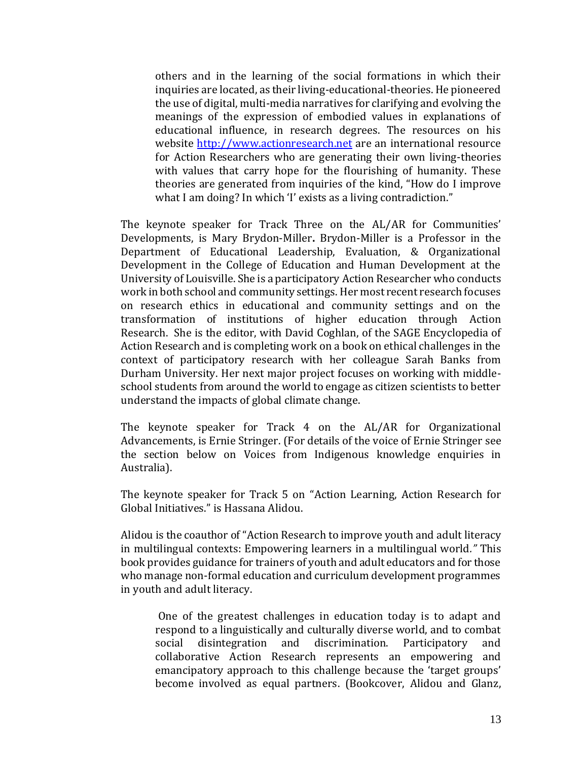> others and in the learning of the social formations in which their inquiries are located, as their living-educational-theories. He pioneered the use of digital, multi-media narratives for clarifying and evolving the meanings of the expression of embodied values in explanations of educational influence, in research degrees. The resources on his website http://www.actionresearch.net are an international resource for Action Researchers who are generating their own living-theories with values that carry hope for the flourishing of humanity. These theories are generated from inquiries of the kind, "How do I improve what I am doing? In which 'I' exists as a living contradiction."

The keynote speaker for Track Three on the AL/AR for Communities' Developments, is Mary Brydon-Miller**.** Brydon-Miller is a Professor in the Department of Educational Leadership, Evaluation, & Organizational Development in the College of Education and Human Development at the University of Louisville. She is a participatory Action Researcher who conducts work in both school and community settings. Her most recent research focuses on research ethics in educational and community settings and on the transformation of institutions of higher education through Action Research. She is the editor, with David Coghlan, of the SAGE Encyclopedia of Action Research and is completing work on a book on ethical challenges in the context of participatory research with her colleague Sarah Banks from Durham University. Her next major project focuses on working with middle-school students from around the world to engage as citizen scientists to better understand the impacts of global climate change.

The keynote speaker for Track 4 on the AL/AR for Organizational Advancements, is Ernie Stringer. (For details of the voice of Ernie Stringer see the section below on Voices from Indigenous knowledge enquiries in Australia).

The keynote speaker for Track 5 on "Action Learning, Action Research for Global Initiatives." is Hassana Alidou.

Alidou is the coauthor of "Action Research to improve youth and adult literacy in multilingual contexts: Empowering learners in a multilingual world*.*" This book provides guidance for trainers of youth and adult educators and for those who manage non-formal education and curriculum development programmes in youth and adult literacy.

> One of the greatest challenges in education today is to adapt and respond to a linguistically and culturally diverse world, and to combat social disintegration and discrimination. Participatory and collaborative Action Research represents an empowering and emancipatory approach to this challenge because the 'target groups' become involved as equal partners. (Bookcover, Alidou and Glanz,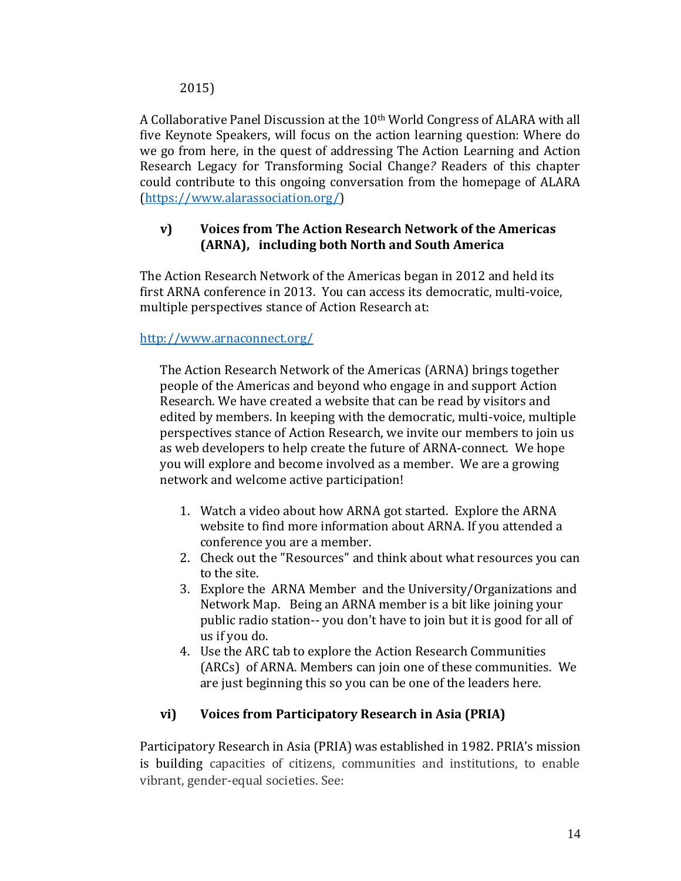2015)

A Collaborative Panel Discussion at the 10th World Congress of ALARA with all five Keynote Speakers, will focus on the action learning question: Where do we go from here, in the quest of addressing The Action Learning and Action Research Legacy for Transforming Social Change*?* Readers of this chapter could contribute to this ongoing conversation from the homepage of ALARA (https://www.alarassociation.org/)

### v) Voices from The Action Research Network of the Americas (ARNA), including both North and South America

The Action Research Network of the Americas began in 2012 and held its first ARNA conference in 2013. You can access its democratic, multi-voice, multiple perspectives stance of Action Research at:

http://www.arnaconnect.org/

> The Action Research Network of the Americas (ARNA) brings together people of the Americas and beyond who engage in and support Action Research. We have created a website that can be read by visitors and edited by members. In keeping with the democratic, multi-voice, multiple perspectives stance of Action Research, we invite our members to join us as web developers to help create the future of ARNA-connect. We hope you will explore and become involved as a member. We are a growing network and welcome active participation!
>
> 1. Watch a video about how ARNA got started. Explore the ARNA website to find more information about ARNA. If you attended a conference you are a member.
> 2. Check out the "Resources" and think about what resources you can to the site.
> 3. Explore the ARNA Member and the University/Organizations and Network Map. Being an ARNA member is a bit like joining your public radio station-- you don't have to join but it is good for all of us if you do.
> 4. Use the ARC tab to explore the Action Research Communities (ARCs) of ARNA. Members can join one of these communities. We are just beginning this so you can be one of the leaders here.

### vi) Voices from Participatory Research in Asia (PRIA)

Participatory Research in Asia (PRIA) was established in 1982. PRIA's mission is building capacities of citizens, communities and institutions, to enable vibrant, gender-equal societies. See: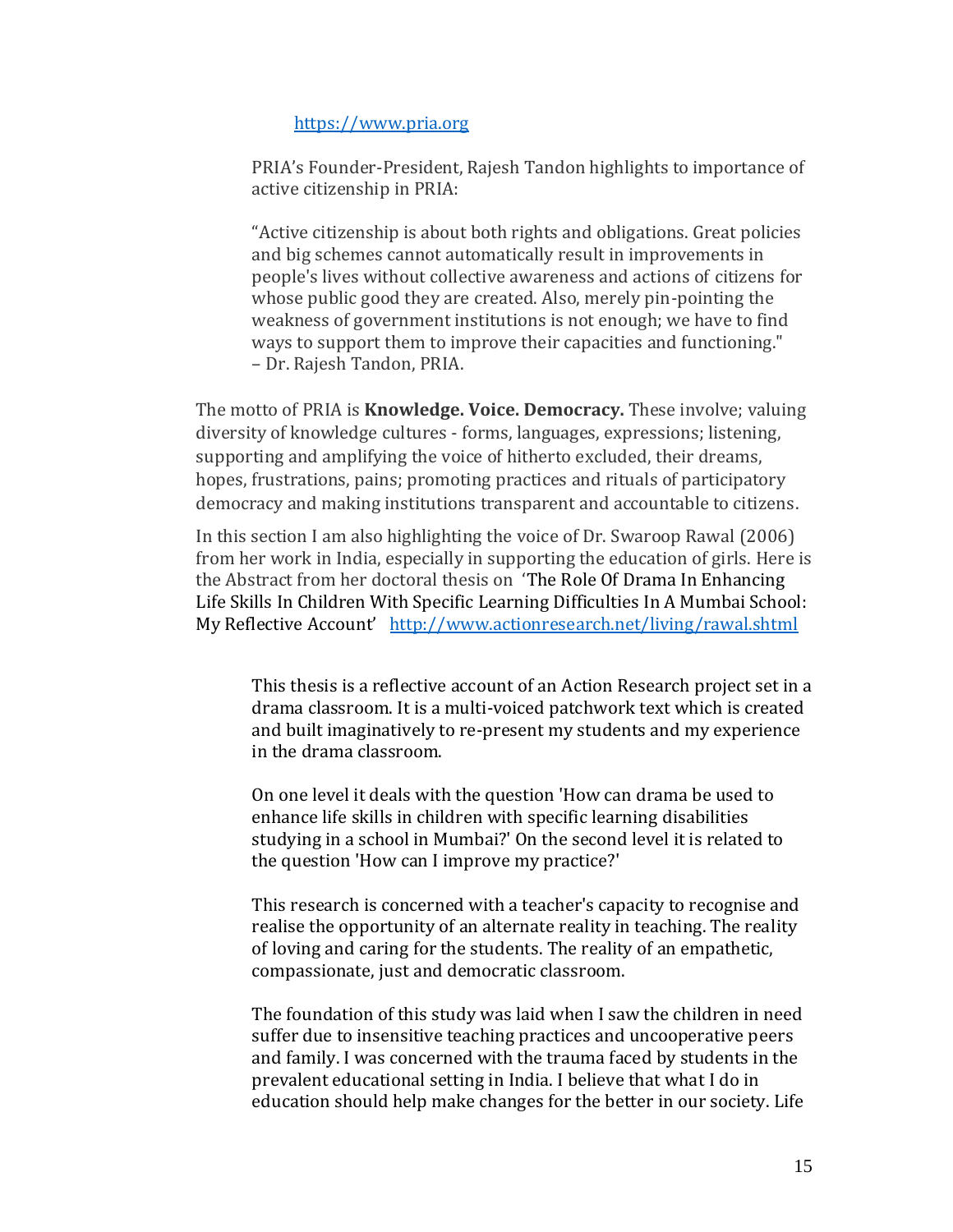https://www.pria.org

> PRIA's Founder-President, Rajesh Tandon highlights to importance of active citizenship in PRIA:
>
> "Active citizenship is about both rights and obligations. Great policies and big schemes cannot automatically result in improvements in people's lives without collective awareness and actions of citizens for whose public good they are created. Also, merely pin-pointing the weakness of government institutions is not enough; we have to find ways to support them to improve their capacities and functioning."
> – Dr. Rajesh Tandon, PRIA.

The motto of PRIA is **Knowledge. Voice. Democracy.** These involve; valuing diversity of knowledge cultures - forms, languages, expressions; listening, supporting and amplifying the voice of hitherto excluded, their dreams, hopes, frustrations, pains; promoting practices and rituals of participatory democracy and making institutions transparent and accountable to citizens.

In this section I am also highlighting the voice of Dr. Swaroop Rawal (2006) from her work in India, especially in supporting the education of girls. Here is the Abstract from her doctoral thesis on 'The Role Of Drama In Enhancing Life Skills In Children With Specific Learning Difficulties In A Mumbai School: My Reflective Account' http://www.actionresearch.net/living/rawal.shtml

> This thesis is a reflective account of an Action Research project set in a drama classroom. It is a multi-voiced patchwork text which is created and built imaginatively to re-present my students and my experience in the drama classroom.
>
> On one level it deals with the question 'How can drama be used to enhance life skills in children with specific learning disabilities studying in a school in Mumbai?' On the second level it is related to the question 'How can I improve my practice?'
>
> This research is concerned with a teacher's capacity to recognise and realise the opportunity of an alternate reality in teaching. The reality of loving and caring for the students. The reality of an empathetic, compassionate, just and democratic classroom.
>
> The foundation of this study was laid when I saw the children in need suffer due to insensitive teaching practices and uncooperative peers and family. I was concerned with the trauma faced by students in the prevalent educational setting in India. I believe that what I do in education should help make changes for the better in our society. Life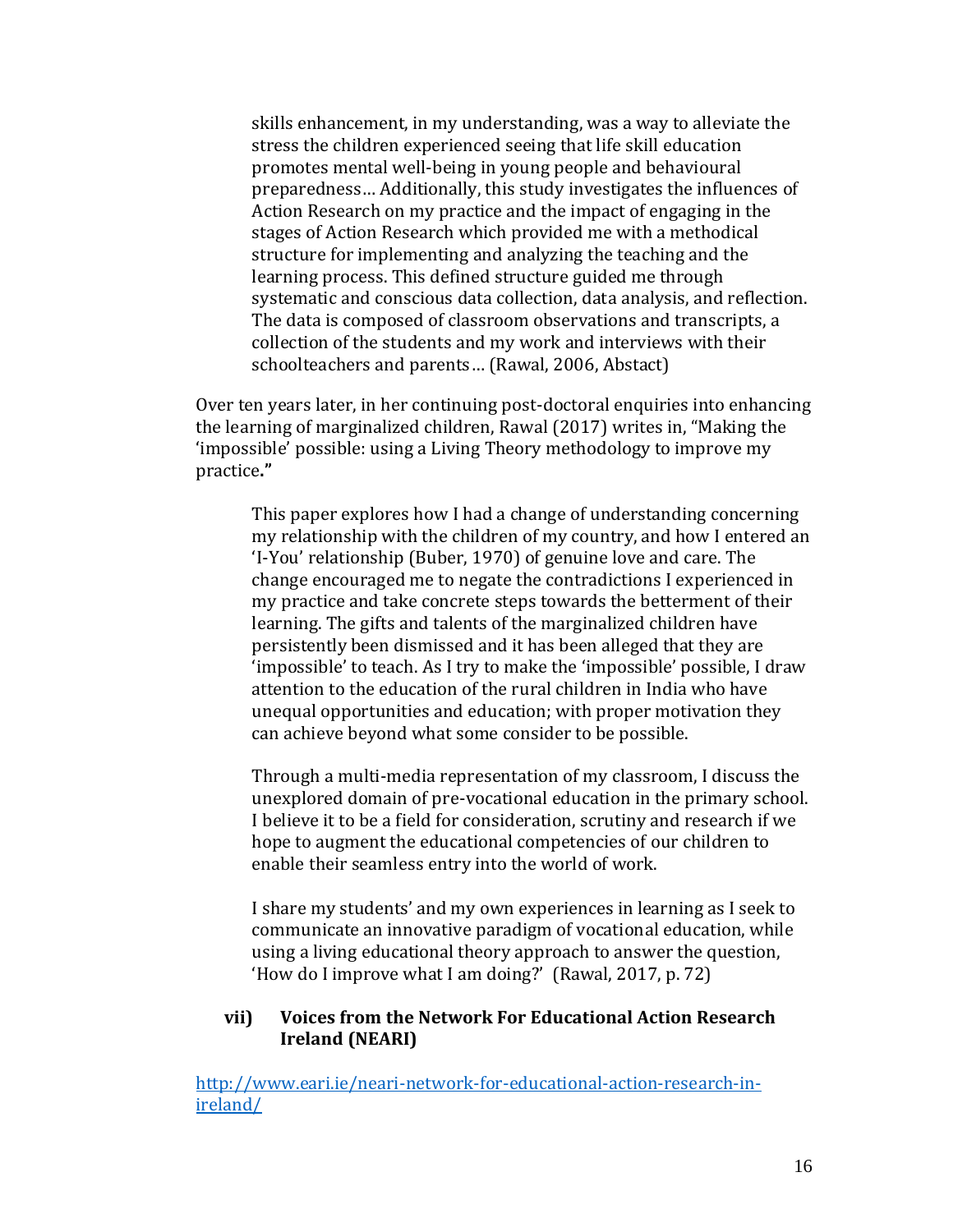> skills enhancement, in my understanding, was a way to alleviate the stress the children experienced seeing that life skill education promotes mental well-being in young people and behavioural preparedness… Additionally, this study investigates the influences of Action Research on my practice and the impact of engaging in the stages of Action Research which provided me with a methodical structure for implementing and analyzing the teaching and the learning process. This defined structure guided me through systematic and conscious data collection, data analysis, and reflection. The data is composed of classroom observations and transcripts, a collection of the students and my work and interviews with their schoolteachers and parents… (Rawal, 2006, Abstact)

Over ten years later, in her continuing post-doctoral enquiries into enhancing the learning of marginalized children, Rawal (2017) writes in, "Making the 'impossible' possible: using a Living Theory methodology to improve my practice**."**

> This paper explores how I had a change of understanding concerning my relationship with the children of my country, and how I entered an 'I-You' relationship (Buber, 1970) of genuine love and care. The change encouraged me to negate the contradictions I experienced in my practice and take concrete steps towards the betterment of their learning. The gifts and talents of the marginalized children have persistently been dismissed and it has been alleged that they are 'impossible' to teach. As I try to make the 'impossible' possible, I draw attention to the education of the rural children in India who have unequal opportunities and education; with proper motivation they can achieve beyond what some consider to be possible.
>
> Through a multi-media representation of my classroom, I discuss the unexplored domain of pre-vocational education in the primary school. I believe it to be a field for consideration, scrutiny and research if we hope to augment the educational competencies of our children to enable their seamless entry into the world of work.
>
> I share my students' and my own experiences in learning as I seek to communicate an innovative paradigm of vocational education, while using a living educational theory approach to answer the question, 'How do I improve what I am doing?' (Rawal, 2017, p. 72)

### vii) Voices from the Network For Educational Action Research Ireland (NEARI)

http://www.eari.ie/neari-network-for-educational-action-research-in-ireland/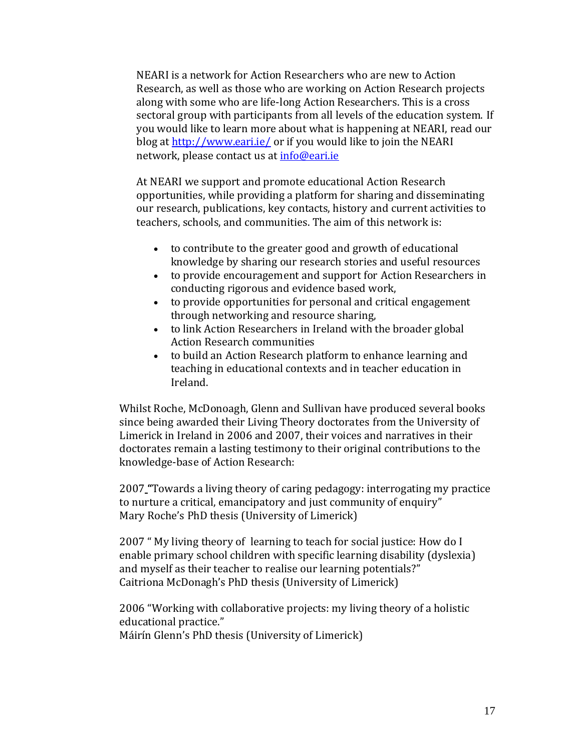NEARI is a network for Action Researchers who are new to Action Research, as well as those who are working on Action Research projects along with some who are life-long Action Researchers. This is a cross sectoral group with participants from all levels of the education system. If you would like to learn more about what is happening at NEARI, read our blog at [http://www.eari.ie/](http://www.eari.ie/) or if you would like to join the NEARI network, please contact us at [info@eari.ie](mailto:info@eari.ie)

At NEARI we support and promote educational Action Research opportunities, while providing a platform for sharing and disseminating our research, publications, key contacts, history and current activities to teachers, schools, and communities. The aim of this network is:

- to contribute to the greater good and growth of educational knowledge by sharing our research stories and useful resources
- to provide encouragement and support for Action Researchers in conducting rigorous and evidence based work,
- to provide opportunities for personal and critical engagement through networking and resource sharing,
- to link Action Researchers in Ireland with the broader global Action Research communities
- to build an Action Research platform to enhance learning and teaching in educational contexts and in teacher education in Ireland.

Whilst Roche, McDonoagh, Glenn and Sullivan have produced several books since being awarded their Living Theory doctorates from the University of Limerick in Ireland in 2006 and 2007, their voices and narratives in their doctorates remain a lasting testimony to their original contributions to the knowledge-base of Action Research:

2007 **"**Towards a living theory of caring pedagogy: interrogating my practice to nurture a critical, emancipatory and just community of enquiry"
Mary Roche's PhD thesis (University of Limerick)

2007 " My living theory of learning to teach for social justice: How do I enable primary school children with specific learning disability (dyslexia) and myself as their teacher to realise our learning potentials?"
Caitriona McDonagh's PhD thesis (University of Limerick)

2006 "Working with collaborative projects: my living theory of a holistic educational practice."
Máirín Glenn's PhD thesis (University of Limerick)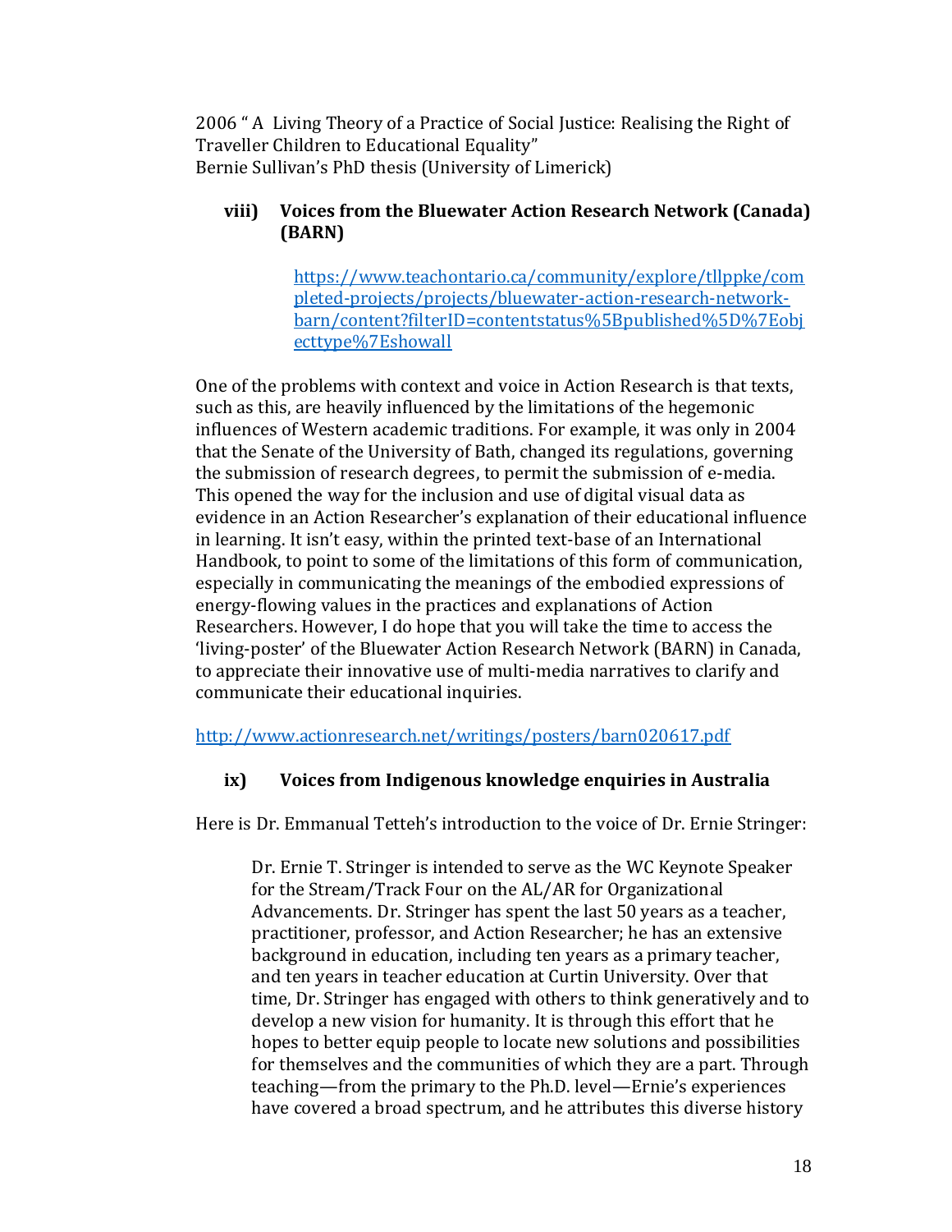2006 " A Living Theory of a Practice of Social Justice: Realising the Right of Traveller Children to Educational Equality"
Bernie Sullivan's PhD thesis (University of Limerick)

### viii) Voices from the Bluewater Action Research Network (Canada) (BARN)

> https://www.teachontario.ca/community/explore/tllppke/completed-projects/projects/bluewater-action-research-network-barn/content?filterID=contentstatus%5Bpublished%5D%7Eobjecttype%7Eshowall

One of the problems with context and voice in Action Research is that texts, such as this, are heavily influenced by the limitations of the hegemonic influences of Western academic traditions. For example, it was only in 2004 that the Senate of the University of Bath, changed its regulations, governing the submission of research degrees, to permit the submission of e-media. This opened the way for the inclusion and use of digital visual data as evidence in an Action Researcher's explanation of their educational influence in learning. It isn't easy, within the printed text-base of an International Handbook, to point to some of the limitations of this form of communication, especially in communicating the meanings of the embodied expressions of energy-flowing values in the practices and explanations of Action Researchers. However, I do hope that you will take the time to access the 'living-poster' of the Bluewater Action Research Network (BARN) in Canada, to appreciate their innovative use of multi-media narratives to clarify and communicate their educational inquiries.

http://www.actionresearch.net/writings/posters/barn020617.pdf

### ix) Voices from Indigenous knowledge enquiries in Australia

Here is Dr. Emmanual Tetteh's introduction to the voice of Dr. Ernie Stringer:

> Dr. Ernie T. Stringer is intended to serve as the WC Keynote Speaker for the Stream/Track Four on the AL/AR for Organizational Advancements. Dr. Stringer has spent the last 50 years as a teacher, practitioner, professor, and Action Researcher; he has an extensive background in education, including ten years as a primary teacher, and ten years in teacher education at Curtin University. Over that time, Dr. Stringer has engaged with others to think generatively and to develop a new vision for humanity. It is through this effort that he hopes to better equip people to locate new solutions and possibilities for themselves and the communities of which they are a part. Through teaching—from the primary to the Ph.D. level—Ernie's experiences have covered a broad spectrum, and he attributes this diverse history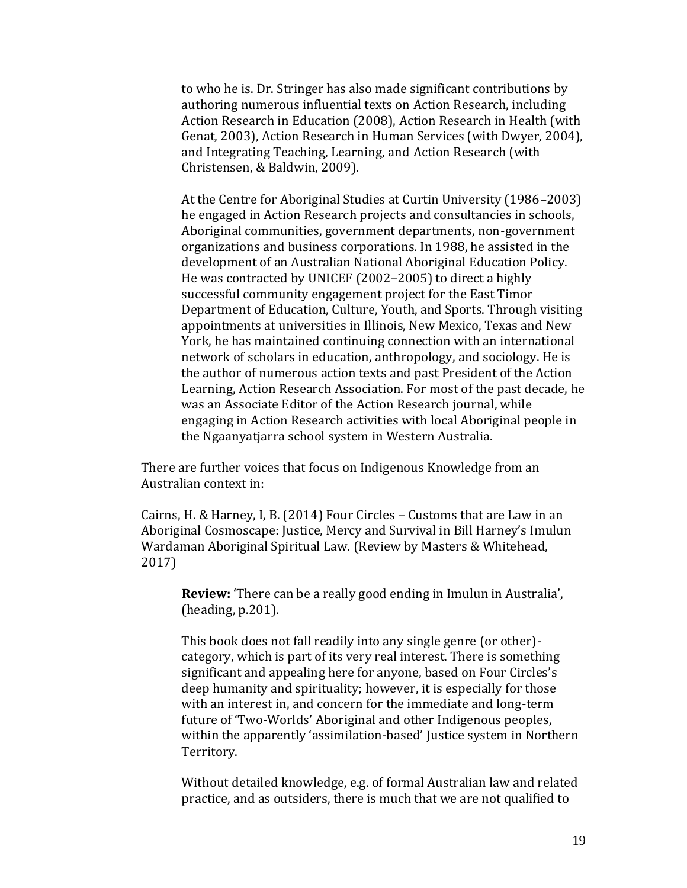to who he is. Dr. Stringer has also made significant contributions by authoring numerous influential texts on Action Research, including Action Research in Education (2008), Action Research in Health (with Genat, 2003), Action Research in Human Services (with Dwyer, 2004), and Integrating Teaching, Learning, and Action Research (with Christensen, & Baldwin, 2009).

At the Centre for Aboriginal Studies at Curtin University (1986–2003) he engaged in Action Research projects and consultancies in schools, Aboriginal communities, government departments, non-government organizations and business corporations. In 1988, he assisted in the development of an Australian National Aboriginal Education Policy. He was contracted by UNICEF (2002–2005) to direct a highly successful community engagement project for the East Timor Department of Education, Culture, Youth, and Sports. Through visiting appointments at universities in Illinois, New Mexico, Texas and New York, he has maintained continuing connection with an international network of scholars in education, anthropology, and sociology. He is the author of numerous action texts and past President of the Action Learning, Action Research Association. For most of the past decade, he was an Associate Editor of the Action Research journal, while engaging in Action Research activities with local Aboriginal people in the Ngaanyatjarra school system in Western Australia.

There are further voices that focus on Indigenous Knowledge from an Australian context in:

Cairns, H. & Harney, I, B. (2014) Four Circles – Customs that are Law in an Aboriginal Cosmoscape: Justice, Mercy and Survival in Bill Harney's Imulun Wardaman Aboriginal Spiritual Law. (Review by Masters & Whitehead, 2017)

**Review:** 'There can be a really good ending in Imulun in Australia', (heading, p.201).

This book does not fall readily into any single genre (or other)-category, which is part of its very real interest. There is something significant and appealing here for anyone, based on Four Circles's deep humanity and spirituality; however, it is especially for those with an interest in, and concern for the immediate and long-term future of 'Two-Worlds' Aboriginal and other Indigenous peoples, within the apparently 'assimilation-based' Justice system in Northern Territory.

Without detailed knowledge, e.g. of formal Australian law and related practice, and as outsiders, there is much that we are not qualified to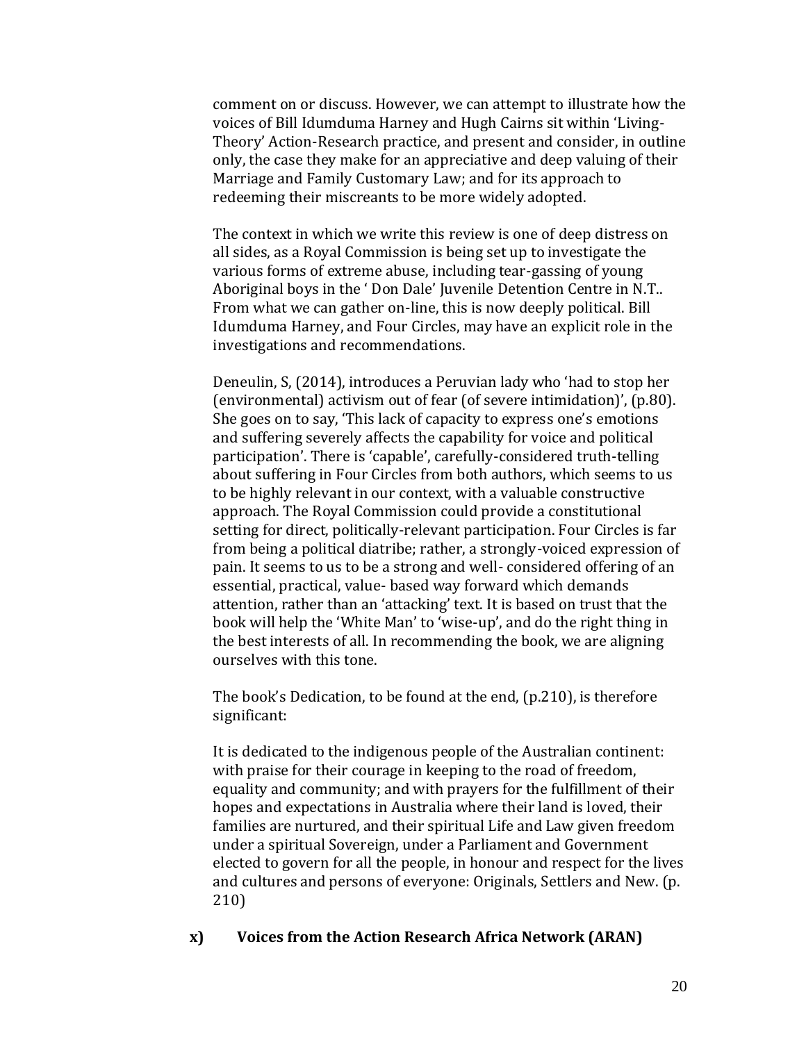comment on or discuss. However, we can attempt to illustrate how the voices of Bill Idumduma Harney and Hugh Cairns sit within 'Living-Theory' Action-Research practice, and present and consider, in outline only, the case they make for an appreciative and deep valuing of their Marriage and Family Customary Law; and for its approach to redeeming their miscreants to be more widely adopted.

The context in which we write this review is one of deep distress on all sides, as a Royal Commission is being set up to investigate the various forms of extreme abuse, including tear-gassing of young Aboriginal boys in the ' Don Dale' Juvenile Detention Centre in N.T.. From what we can gather on-line, this is now deeply political. Bill Idumduma Harney, and Four Circles, may have an explicit role in the investigations and recommendations.

Deneulin, S, (2014), introduces a Peruvian lady who 'had to stop her (environmental) activism out of fear (of severe intimidation)', (p.80). She goes on to say, 'This lack of capacity to express one's emotions and suffering severely affects the capability for voice and political participation'. There is 'capable', carefully-considered truth-telling about suffering in Four Circles from both authors, which seems to us to be highly relevant in our context, with a valuable constructive approach. The Royal Commission could provide a constitutional setting for direct, politically-relevant participation. Four Circles is far from being a political diatribe; rather, a strongly-voiced expression of pain. It seems to us to be a strong and well- considered offering of an essential, practical, value- based way forward which demands attention, rather than an 'attacking' text. It is based on trust that the book will help the 'White Man' to 'wise-up', and do the right thing in the best interests of all. In recommending the book, we are aligning ourselves with this tone.

The book's Dedication, to be found at the end, (p.210), is therefore significant:

It is dedicated to the indigenous people of the Australian continent: with praise for their courage in keeping to the road of freedom, equality and community; and with prayers for the fulfillment of their hopes and expectations in Australia where their land is loved, their families are nurtured, and their spiritual Life and Law given freedom under a spiritual Sovereign, under a Parliament and Government elected to govern for all the people, in honour and respect for the lives and cultures and persons of everyone: Originals, Settlers and New. (p. 210)

### x) Voices from the Action Research Africa Network (ARAN)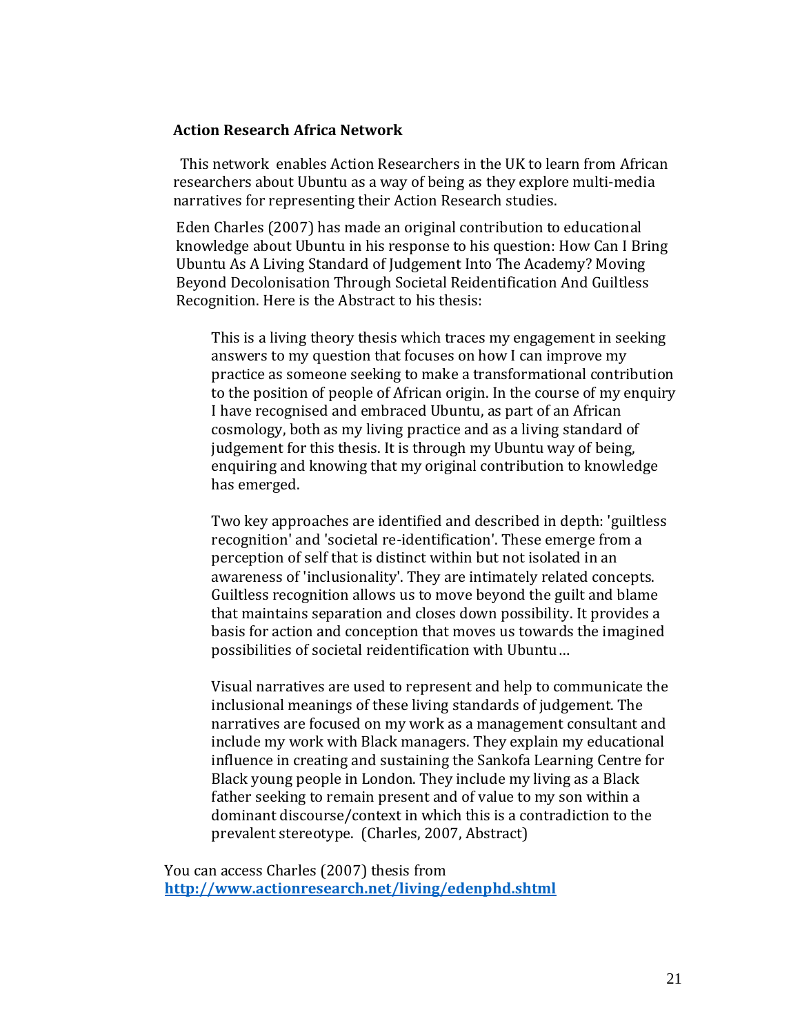**Action Research Africa Network**

This network enables Action Researchers in the UK to learn from African researchers about Ubuntu as a way of being as they explore multi-media narratives for representing their Action Research studies.

Eden Charles (2007) has made an original contribution to educational knowledge about Ubuntu in his response to his question: How Can I Bring Ubuntu As A Living Standard of Judgement Into The Academy? Moving Beyond Decolonisation Through Societal Reidentification And Guiltless Recognition. Here is the Abstract to his thesis:

> This is a living theory thesis which traces my engagement in seeking answers to my question that focuses on how I can improve my practice as someone seeking to make a transformational contribution to the position of people of African origin. In the course of my enquiry I have recognised and embraced Ubuntu, as part of an African cosmology, both as my living practice and as a living standard of judgement for this thesis. It is through my Ubuntu way of being, enquiring and knowing that my original contribution to knowledge has emerged.
>
> Two key approaches are identified and described in depth: 'guiltless recognition' and 'societal re-identification'. These emerge from a perception of self that is distinct within but not isolated in an awareness of 'inclusionality'. They are intimately related concepts. Guiltless recognition allows us to move beyond the guilt and blame that maintains separation and closes down possibility. It provides a basis for action and conception that moves us towards the imagined possibilities of societal reidentification with Ubuntu…
>
> Visual narratives are used to represent and help to communicate the inclusional meanings of these living standards of judgement. The narratives are focused on my work as a management consultant and include my work with Black managers. They explain my educational influence in creating and sustaining the Sankofa Learning Centre for Black young people in London. They include my living as a Black father seeking to remain present and of value to my son within a dominant discourse/context in which this is a contradiction to the prevalent stereotype. (Charles, 2007, Abstract)

You can access Charles (2007) thesis from **http://www.actionresearch.net/living/edenphd.shtml**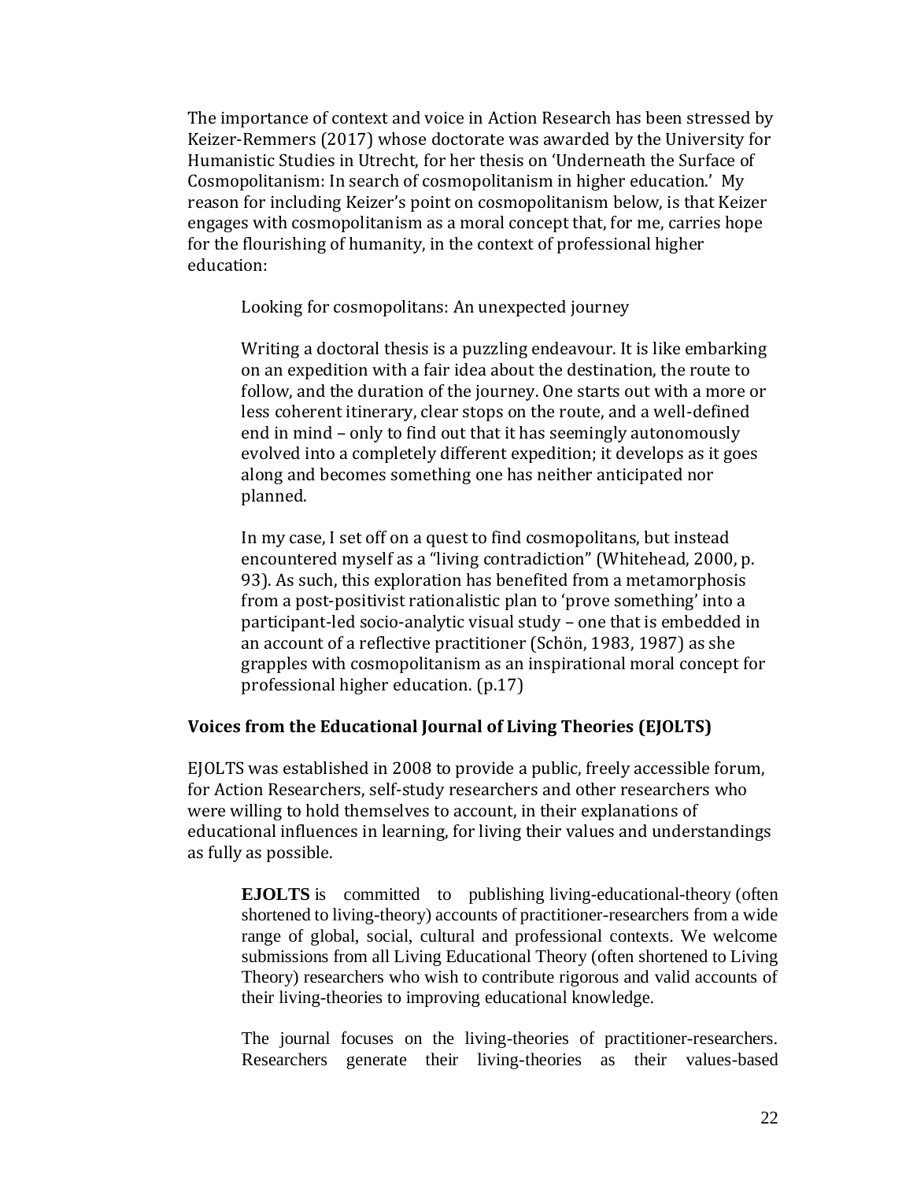The importance of context and voice in Action Research has been stressed by Keizer-Remmers (2017) whose doctorate was awarded by the University for Humanistic Studies in Utrecht, for her thesis on 'Underneath the Surface of Cosmopolitanism: In search of cosmopolitanism in higher education.' My reason for including Keizer's point on cosmopolitanism below, is that Keizer engages with cosmopolitanism as a moral concept that, for me, carries hope for the flourishing of humanity, in the context of professional higher education:

> Looking for cosmopolitans: An unexpected journey
>
> Writing a doctoral thesis is a puzzling endeavour. It is like embarking on an expedition with a fair idea about the destination, the route to follow, and the duration of the journey. One starts out with a more or less coherent itinerary, clear stops on the route, and a well-defined end in mind – only to find out that it has seemingly autonomously evolved into a completely different expedition; it develops as it goes along and becomes something one has neither anticipated nor planned.
>
> In my case, I set off on a quest to find cosmopolitans, but instead encountered myself as a "living contradiction" (Whitehead, 2000, p. 93). As such, this exploration has benefited from a metamorphosis from a post-positivist rationalistic plan to 'prove something' into a participant-led socio-analytic visual study – one that is embedded in an account of a reflective practitioner (Schön, 1983, 1987) as she grapples with cosmopolitanism as an inspirational moral concept for professional higher education. (p.17)

## Voices from the Educational Journal of Living Theories (EJOLTS)

EJOLTS was established in 2008 to provide a public, freely accessible forum, for Action Researchers, self-study researchers and other researchers who were willing to hold themselves to account, in their explanations of educational influences in learning, for living their values and understandings as fully as possible.

> **EJOLTS** is committed to publishing living-educational-theory (often shortened to living-theory) accounts of practitioner-researchers from a wide range of global, social, cultural and professional contexts. We welcome submissions from all Living Educational Theory (often shortened to Living Theory) researchers who wish to contribute rigorous and valid accounts of their living-theories to improving educational knowledge.
>
> The journal focuses on the living-theories of practitioner-researchers. Researchers generate their living-theories as their values-based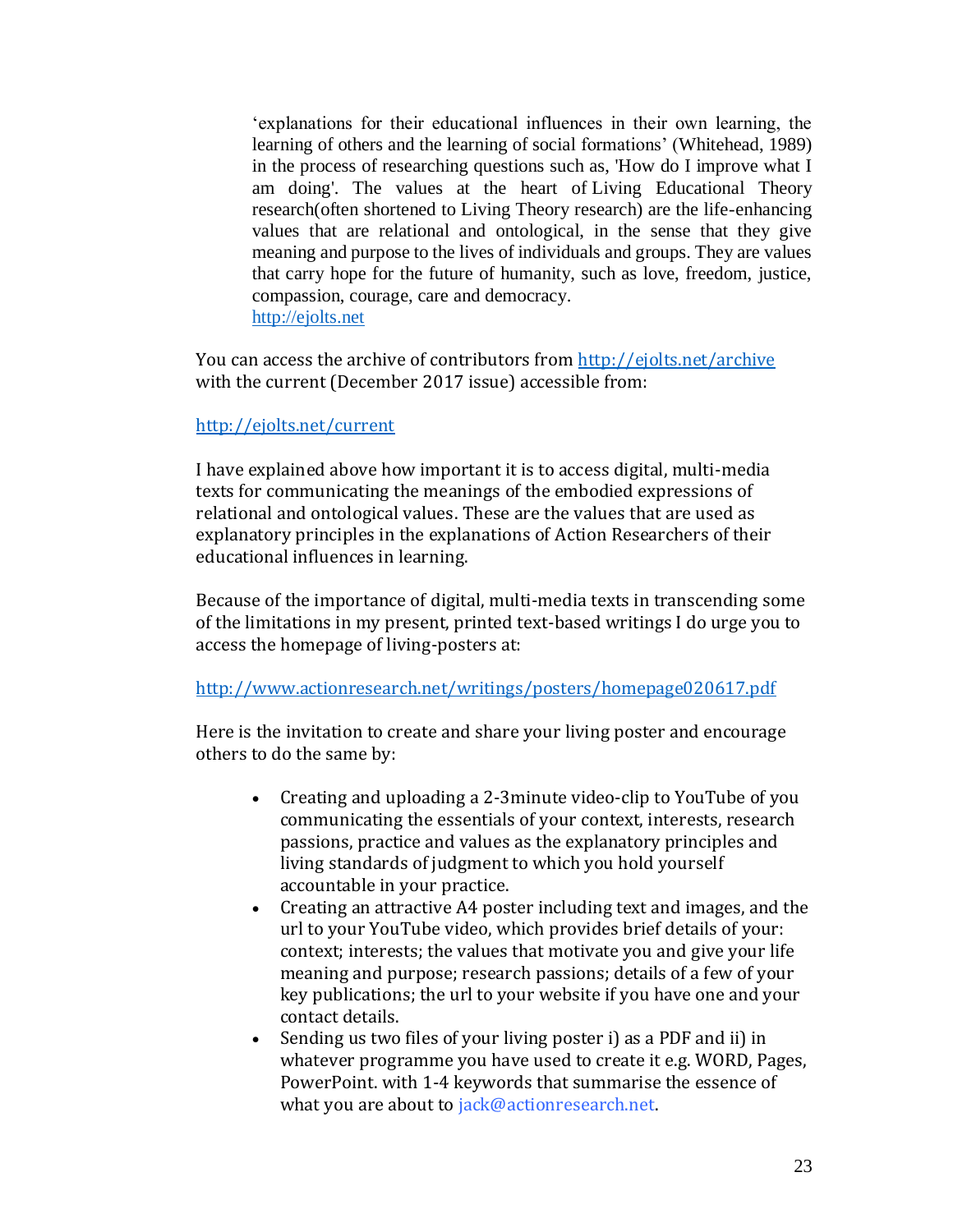> 'explanations for their educational influences in their own learning, the learning of others and the learning of social formations' (Whitehead, 1989) in the process of researching questions such as, 'How do I improve what I am doing'. The values at the heart of Living Educational Theory research(often shortened to Living Theory research) are the life-enhancing values that are relational and ontological, in the sense that they give meaning and purpose to the lives of individuals and groups. They are values that carry hope for the future of humanity, such as love, freedom, justice, compassion, courage, care and democracy.
> http://ejolts.net

You can access the archive of contributors from http://ejolts.net/archive with the current (December 2017 issue) accessible from:

http://ejolts.net/current

I have explained above how important it is to access digital, multi-media texts for communicating the meanings of the embodied expressions of relational and ontological values. These are the values that are used as explanatory principles in the explanations of Action Researchers of their educational influences in learning.

Because of the importance of digital, multi-media texts in transcending some of the limitations in my present, printed text-based writings I do urge you to access the homepage of living-posters at:

http://www.actionresearch.net/writings/posters/homepage020617.pdf

Here is the invitation to create and share your living poster and encourage others to do the same by:

- Creating and uploading a 2-3minute video-clip to YouTube of you communicating the essentials of your context, interests, research passions, practice and values as the explanatory principles and living standards of judgment to which you hold yourself accountable in your practice.
- Creating an attractive A4 poster including text and images, and the url to your YouTube video, which provides brief details of your: context; interests; the values that motivate you and give your life meaning and purpose; research passions; details of a few of your key publications; the url to your website if you have one and your contact details.
- Sending us two files of your living poster i) as a PDF and ii) in whatever programme you have used to create it e.g. WORD, Pages, PowerPoint. with 1-4 keywords that summarise the essence of what you are about to jack@actionresearch.net.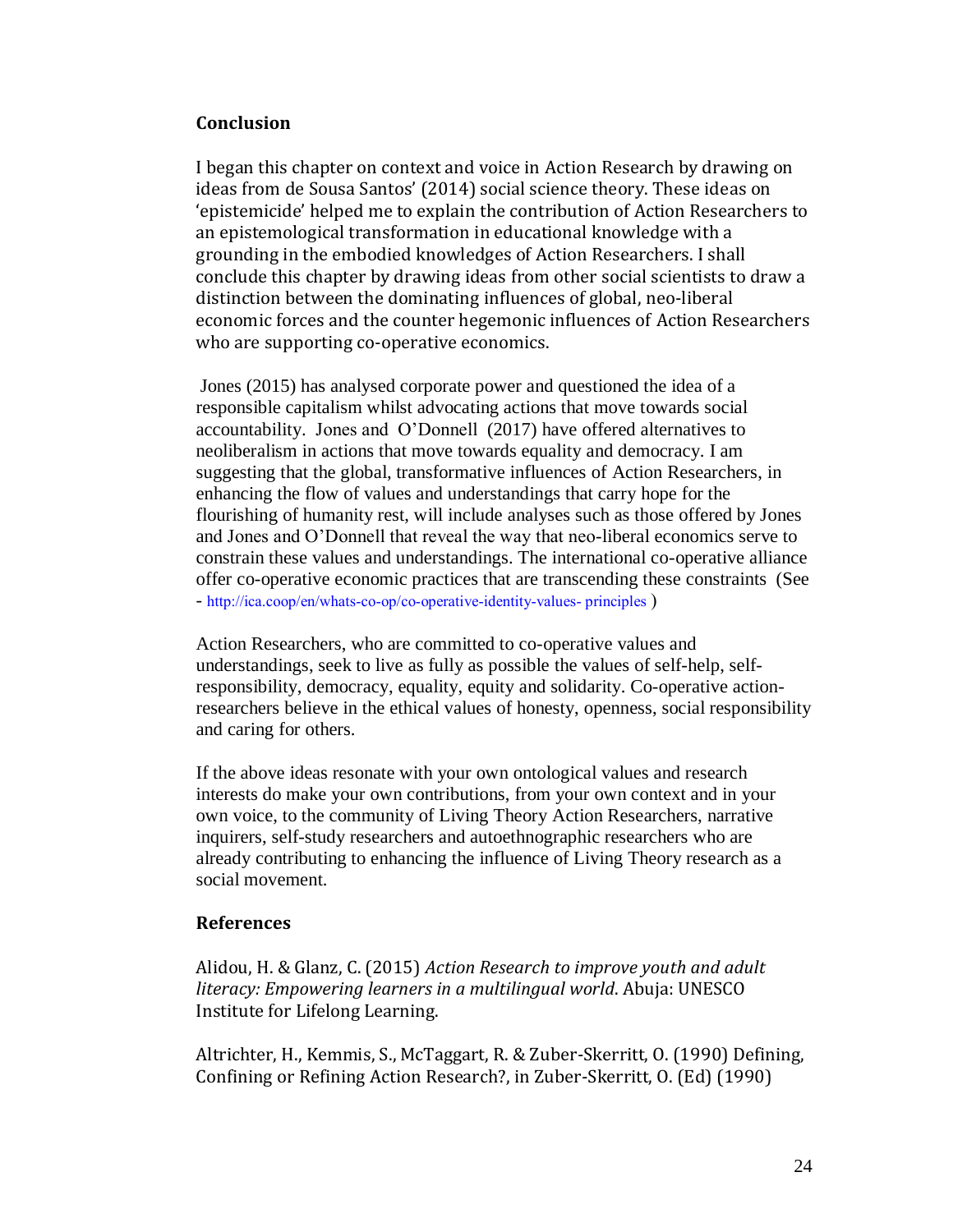## Conclusion

I began this chapter on context and voice in Action Research by drawing on ideas from de Sousa Santos' (2014) social science theory. These ideas on 'epistemicide' helped me to explain the contribution of Action Researchers to an epistemological transformation in educational knowledge with a grounding in the embodied knowledges of Action Researchers. I shall conclude this chapter by drawing ideas from other social scientists to draw a distinction between the dominating influences of global, neo-liberal economic forces and the counter hegemonic influences of Action Researchers who are supporting co-operative economics.

Jones (2015) has analysed corporate power and questioned the idea of a responsible capitalism whilst advocating actions that move towards social accountability. Jones and O'Donnell (2017) have offered alternatives to neoliberalism in actions that move towards equality and democracy. I am suggesting that the global, transformative influences of Action Researchers, in enhancing the flow of values and understandings that carry hope for the flourishing of humanity rest, will include analyses such as those offered by Jones and Jones and O'Donnell that reveal the way that neo-liberal economics serve to constrain these values and understandings. The international co-operative alliance offer co-operative economic practices that are transcending these constraints (See - http://ica.coop/en/whats-co-op/co-operative-identity-values- principles )

Action Researchers, who are committed to co-operative values and understandings, seek to live as fully as possible the values of self-help, self-responsibility, democracy, equality, equity and solidarity. Co-operative action-researchers believe in the ethical values of honesty, openness, social responsibility and caring for others.

If the above ideas resonate with your own ontological values and research interests do make your own contributions, from your own context and in your own voice, to the community of Living Theory Action Researchers, narrative inquirers, self-study researchers and autoethnographic researchers who are already contributing to enhancing the influence of Living Theory research as a social movement.

## References

Alidou, H. & Glanz, C. (2015) *Action Research to improve youth and adult literacy: Empowering learners in a multilingual world*. Abuja: UNESCO Institute for Lifelong Learning.

Altrichter, H., Kemmis, S., McTaggart, R. & Zuber-Skerritt, O. (1990) Defining, Confining or Refining Action Research?, in Zuber-Skerritt, O. (Ed) (1990)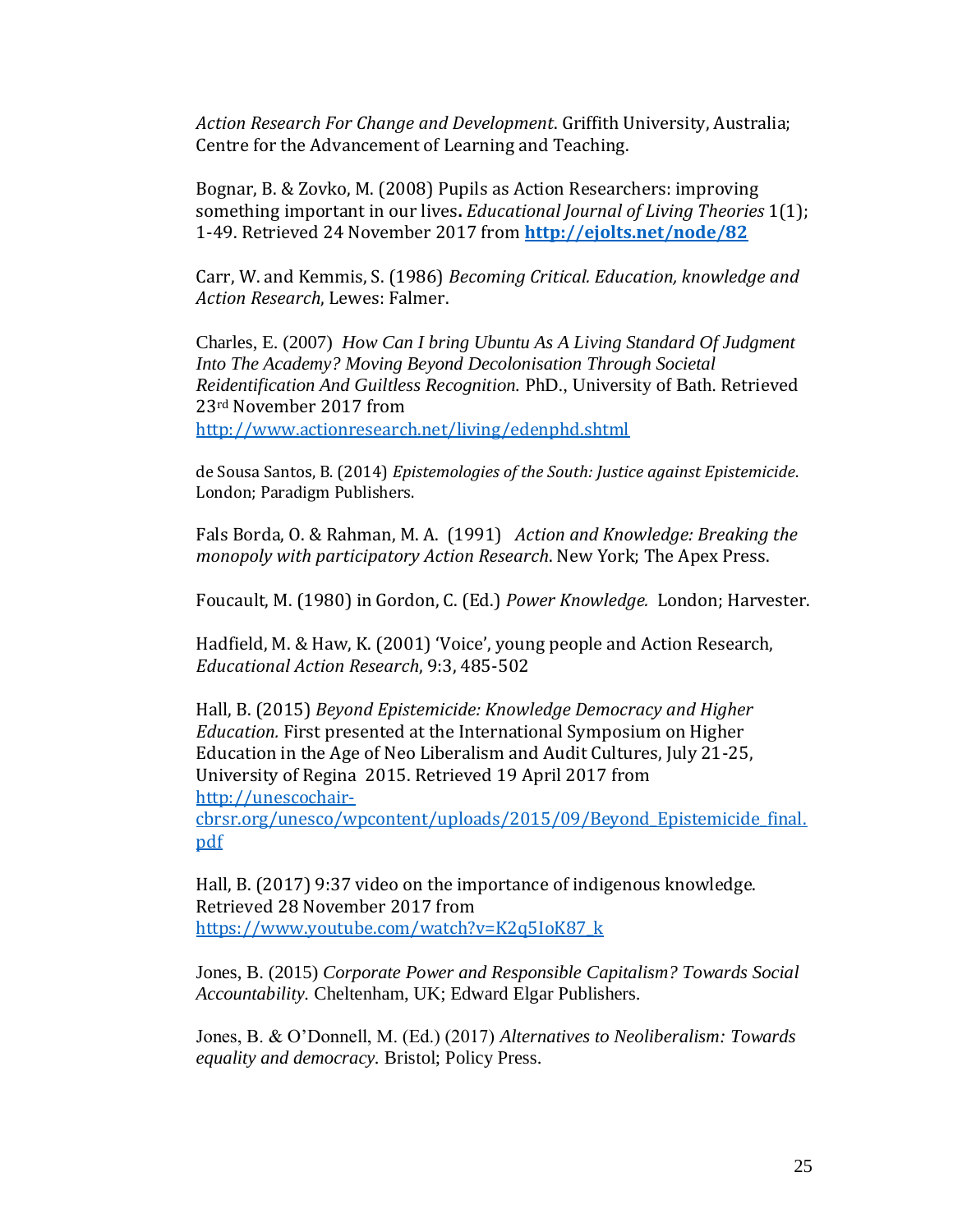*Action Research For Change and Development*. Griffith University, Australia; Centre for the Advancement of Learning and Teaching.

Bognar, B. & Zovko, M. (2008) Pupils as Action Researchers: improving something important in our lives**.** *Educational Journal of Living Theories* 1(1); 1-49. Retrieved 24 November 2017 from **http://ejolts.net/node/82**

Carr, W. and Kemmis, S. (1986) *Becoming Critical. Education, knowledge and Action Research*, Lewes: Falmer.

Charles, E. (2007) *How Can I bring Ubuntu As A Living Standard Of Judgment Into The Academy? Moving Beyond Decolonisation Through Societal Reidentification And Guiltless Recognition.* PhD., University of Bath. Retrieved 23rd November 2017 from http://www.actionresearch.net/living/edenphd.shtml

de Sousa Santos, B. (2014) *Epistemologies of the South: Justice against Epistemicide*. London; Paradigm Publishers.

Fals Borda, O. & Rahman, M. A. (1991) *Action and Knowledge: Breaking the monopoly with participatory Action Research*. New York; The Apex Press.

Foucault, M. (1980) in Gordon, C. (Ed.) *Power Knowledge.* London; Harvester.

Hadfield, M. & Haw, K. (2001) 'Voice', young people and Action Research, *Educational Action Research*, 9:3, 485-502

Hall, B. (2015) *Beyond Epistemicide: Knowledge Democracy and Higher Education.* First presented at the International Symposium on Higher Education in the Age of Neo Liberalism and Audit Cultures, July 21-25, University of Regina 2015. Retrieved 19 April 2017 from http://unescochair-cbrsr.org/unesco/wpcontent/uploads/2015/09/Beyond_Epistemicide_final.pdf

Hall, B. (2017) 9:37 video on the importance of indigenous knowledge. Retrieved 28 November 2017 from https://www.youtube.com/watch?v=K2q5IoK87_k

Jones, B. (2015) *Corporate Power and Responsible Capitalism? Towards Social Accountability.* Cheltenham, UK; Edward Elgar Publishers.

Jones, B. & O'Donnell, M. (Ed.) (2017) *Alternatives to Neoliberalism: Towards equality and democracy*. Bristol; Policy Press.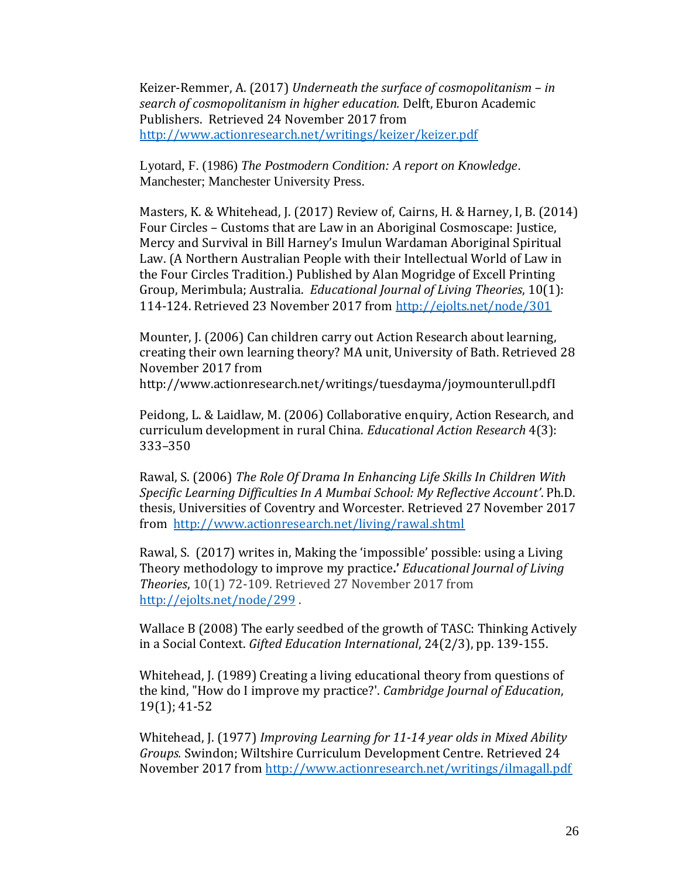Keizer-Remmer, A. (2017) *Underneath the surface of cosmopolitanism – in search of cosmopolitanism in higher education.* Delft, Eburon Academic Publishers. Retrieved 24 November 2017 from http://www.actionresearch.net/writings/keizer/keizer.pdf

Lyotard, F. (1986) *The Postmodern Condition: A report on Knowledge*. Manchester; Manchester University Press.

Masters, K. & Whitehead, J. (2017) Review of, Cairns, H. & Harney, I, B. (2014) Four Circles – Customs that are Law in an Aboriginal Cosmoscape: Justice, Mercy and Survival in Bill Harney's Imulun Wardaman Aboriginal Spiritual Law. (A Northern Australian People with their Intellectual World of Law in the Four Circles Tradition.) Published by Alan Mogridge of Excell Printing Group, Merimbula; Australia. *Educational Journal of Living Theories*, 10(1): 114-124. Retrieved 23 November 2017 from http://ejolts.net/node/301

Mounter, J. (2006) Can children carry out Action Research about learning, creating their own learning theory? MA unit, University of Bath. Retrieved 28 November 2017 from http://www.actionresearch.net/writings/tuesdayma/joymounterull.pdfI

Peidong, L. & Laidlaw, M. (2006) Collaborative enquiry, Action Research, and curriculum development in rural China. *Educational Action Research* 4(3): 333–350

Rawal, S. (2006) *The Role Of Drama In Enhancing Life Skills In Children With Specific Learning Difficulties In A Mumbai School: My Reflective Account'*. Ph.D. thesis, Universities of Coventry and Worcester. Retrieved 27 November 2017 from http://www.actionresearch.net/living/rawal.shtml

Rawal, S. (2017) writes in, Making the 'impossible' possible: using a Living Theory methodology to improve my practice**.'** *Educational Journal of Living Theories*, 10(1) 72-109. Retrieved 27 November 2017 from http://ejolts.net/node/299 .

Wallace B (2008) The early seedbed of the growth of TASC: Thinking Actively in a Social Context. *Gifted Education International*, 24(2/3), pp. 139-155.

Whitehead, J. (1989) Creating a living educational theory from questions of the kind, "How do I improve my practice?'. *Cambridge Journal of Education*, 19(1); 41-52

Whitehead, J. (1977) *Improving Learning for 11-14 year olds in Mixed Ability Groups.* Swindon; Wiltshire Curriculum Development Centre. Retrieved 24 November 2017 from http://www.actionresearch.net/writings/ilmagall.pdf